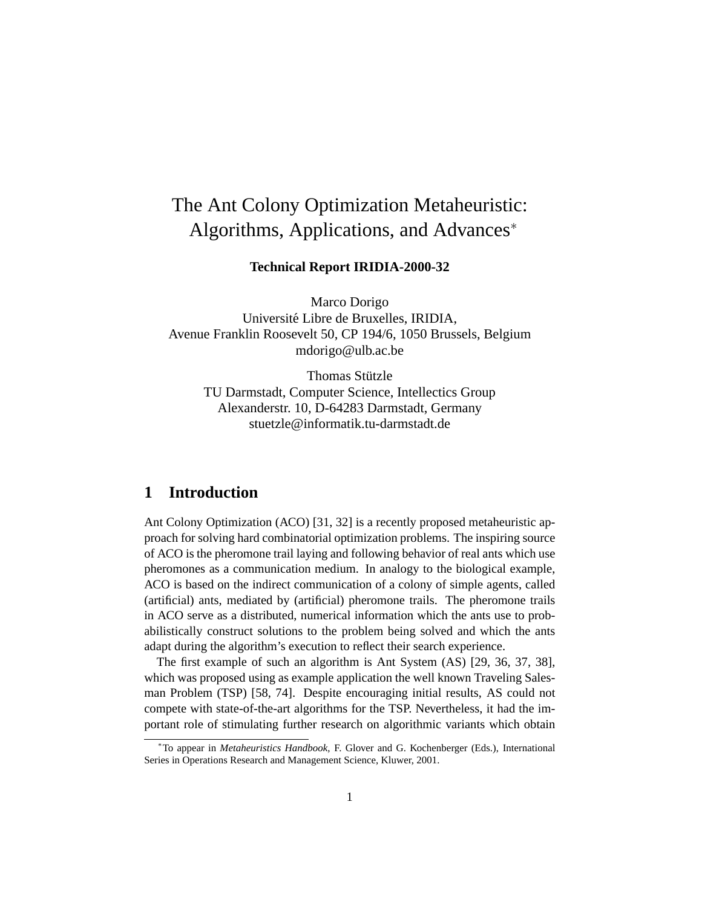# The Ant Colony Optimization Metaheuristic: Algorithms, Applications, and Advances*

**Technical Report IRIDIA-2000-32**

Marco Dorigo
Université Libre de Bruxelles, IRIDIA,
Avenue Franklin Roosevelt 50, CP 194/6, 1050 Brussels, Belgium
mdorigo@ulb.ac.be

Thomas Stützle
TU Darmstadt, Computer Science, Intellectics Group
Alexanderstr. 10, D-64283 Darmstadt, Germany
stuetzle@informatik.tu-darmstadt.de

## 1 Introduction

Ant Colony Optimization (ACO) [31, 32] is a recently proposed metaheuristic approach for solving hard combinatorial optimization problems. The inspiring source of ACO is the pheromone trail laying and following behavior of real ants which use pheromones as a communication medium. In analogy to the biological example, ACO is based on the indirect communication of a colony of simple agents, called (artificial) ants, mediated by (artificial) pheromone trails. The pheromone trails in ACO serve as a distributed, numerical information which the ants use to probabilistically construct solutions to the problem being solved and which the ants adapt during the algorithm's execution to reflect their search experience.

The first example of such an algorithm is Ant System (AS) [29, 36, 37, 38], which was proposed using as example application the well known Traveling Salesman Problem (TSP) [58, 74]. Despite encouraging initial results, AS could not compete with state-of-the-art algorithms for the TSP. Nevertheless, it had the important role of stimulating further research on algorithmic variants which obtain

*To appear in *Metaheuristics Handbook*, F. Glover and G. Kochenberger (Eds.), International Series in Operations Research and Management Science, Kluwer, 2001.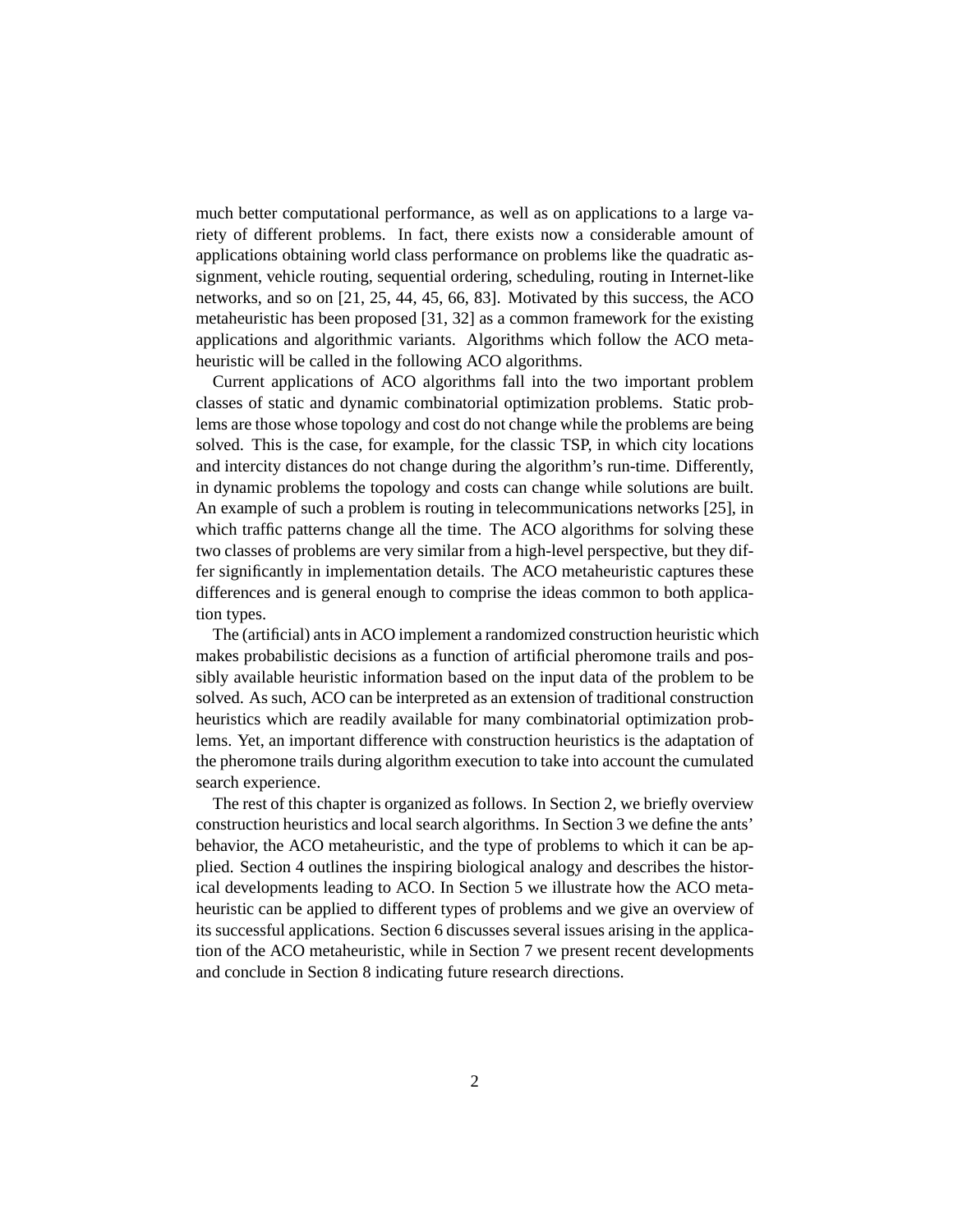much better computational performance, as well as on applications to a large variety of different problems. In fact, there exists now a considerable amount of applications obtaining world class performance on problems like the quadratic assignment, vehicle routing, sequential ordering, scheduling, routing in Internet-like networks, and so on [21, 25, 44, 45, 66, 83]. Motivated by this success, the ACO metaheuristic has been proposed [31, 32] as a common framework for the existing applications and algorithmic variants. Algorithms which follow the ACO metaheuristic will be called in the following ACO algorithms.

Current applications of ACO algorithms fall into the two important problem classes of static and dynamic combinatorial optimization problems. Static problems are those whose topology and cost do not change while the problems are being solved. This is the case, for example, for the classic TSP, in which city locations and intercity distances do not change during the algorithm's run-time. Differently, in dynamic problems the topology and costs can change while solutions are built. An example of such a problem is routing in telecommunications networks [25], in which traffic patterns change all the time. The ACO algorithms for solving these two classes of problems are very similar from a high-level perspective, but they differ significantly in implementation details. The ACO metaheuristic captures these differences and is general enough to comprise the ideas common to both application types.

The (artificial) ants in ACO implement a randomized construction heuristic which makes probabilistic decisions as a function of artificial pheromone trails and possibly available heuristic information based on the input data of the problem to be solved. As such, ACO can be interpreted as an extension of traditional construction heuristics which are readily available for many combinatorial optimization problems. Yet, an important difference with construction heuristics is the adaptation of the pheromone trails during algorithm execution to take into account the cumulated search experience.

The rest of this chapter is organized as follows. In Section 2, we briefly overview construction heuristics and local search algorithms. In Section 3 we define the ants' behavior, the ACO metaheuristic, and the type of problems to which it can be applied. Section 4 outlines the inspiring biological analogy and describes the historical developments leading to ACO. In Section 5 we illustrate how the ACO metaheuristic can be applied to different types of problems and we give an overview of its successful applications. Section 6 discusses several issues arising in the application of the ACO metaheuristic, while in Section 7 we present recent developments and conclude in Section 8 indicating future research directions.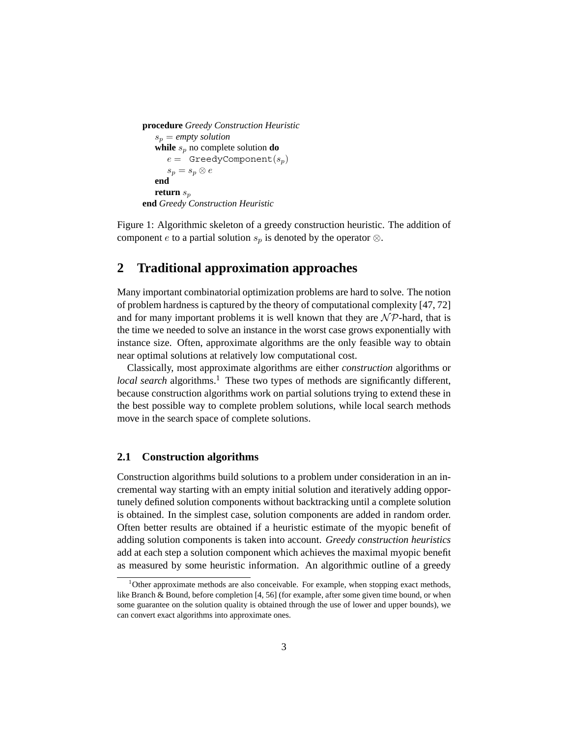```
procedure Greedy Construction Heuristic
    s_p = empty solution
    while s_p no complete solution do
        e = GreedyComponent(s_p)
        s_p = s_p ⊗ e
    end
    return s_p
end Greedy Construction Heuristic
```

Figure 1: Algorithmic skeleton of a greedy construction heuristic. The addition of component $e$ to a partial solution $s_p$ is denoted by the operator $\otimes$.

## 2 Traditional approximation approaches

Many important combinatorial optimization problems are hard to solve. The notion of problem hardness is captured by the theory of computational complexity [47, 72] and for many important problems it is well known that they are $\mathcal{NP}$-hard, that is the time we needed to solve an instance in the worst case grows exponentially with instance size. Often, approximate algorithms are the only feasible way to obtain near optimal solutions at relatively low computational cost.

Classically, most approximate algorithms are either *construction* algorithms or *local search* algorithms.[1] These two types of methods are significantly different, because construction algorithms work on partial solutions trying to extend these in the best possible way to complete problem solutions, while local search methods move in the search space of complete solutions.

### 2.1 Construction algorithms

Construction algorithms build solutions to a problem under consideration in an incremental way starting with an empty initial solution and iteratively adding opportunely defined solution components without backtracking until a complete solution is obtained. In the simplest case, solution components are added in random order. Often better results are obtained if a heuristic estimate of the myopic benefit of adding solution components is taken into account. *Greedy construction heuristics* add at each step a solution component which achieves the maximal myopic benefit as measured by some heuristic information. An algorithmic outline of a greedy

[1] Other approximate methods are also conceivable. For example, when stopping exact methods, like Branch & Bound, before completion [4, 56] (for example, after some given time bound, or when some guarantee on the solution quality is obtained through the use of lower and upper bounds), we can convert exact algorithms into approximate ones.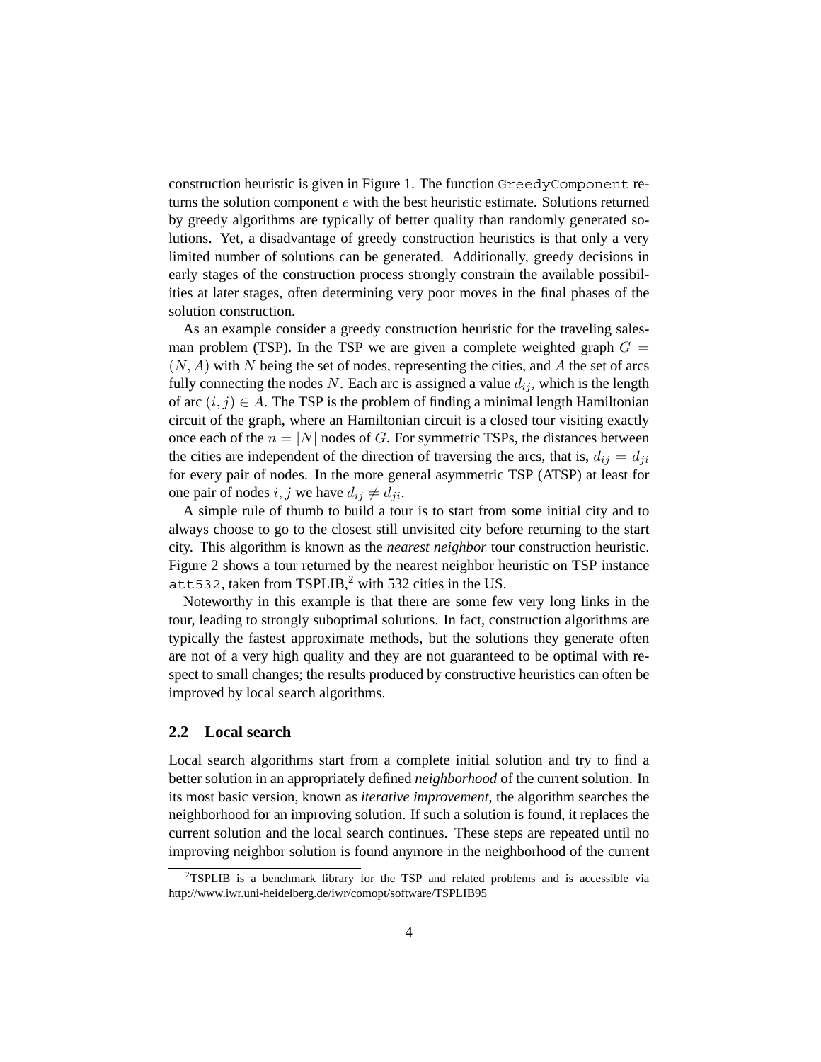construction heuristic is given in Figure 1. The function `GreedyComponent` returns the solution component $e$ with the best heuristic estimate. Solutions returned by greedy algorithms are typically of better quality than randomly generated solutions. Yet, a disadvantage of greedy construction heuristics is that only a very limited number of solutions can be generated. Additionally, greedy decisions in early stages of the construction process strongly constrain the available possibilities at later stages, often determining very poor moves in the final phases of the solution construction.

As an example consider a greedy construction heuristic for the traveling salesman problem (TSP). In the TSP we are given a complete weighted graph $G = (N, A)$ with $N$ being the set of nodes, representing the cities, and $A$ the set of arcs fully connecting the nodes $N$. Each arc is assigned a value $d_{ij}$, which is the length of arc $(i, j) \in A$. The TSP is the problem of finding a minimal length Hamiltonian circuit of the graph, where an Hamiltonian circuit is a closed tour visiting exactly once each of the $n = |N|$ nodes of $G$. For symmetric TSPs, the distances between the cities are independent of the direction of traversing the arcs, that is, $d_{ij} = d_{ji}$ for every pair of nodes. In the more general asymmetric TSP (ATSP) at least for one pair of nodes $i, j$ we have $d_{ij} \neq d_{ji}$.

A simple rule of thumb to build a tour is to start from some initial city and to always choose to go to the closest still unvisited city before returning to the start city. This algorithm is known as the *nearest neighbor* tour construction heuristic. Figure 2 shows a tour returned by the nearest neighbor heuristic on TSP instance `att532`, taken from TSPLIB,[2] with 532 cities in the US.

Noteworthy in this example is that there are some few very long links in the tour, leading to strongly suboptimal solutions. In fact, construction algorithms are typically the fastest approximate methods, but the solutions they generate often are not of a very high quality and they are not guaranteed to be optimal with respect to small changes; the results produced by constructive heuristics can often be improved by local search algorithms.

## 2.2 Local search

Local search algorithms start from a complete initial solution and try to find a better solution in an appropriately defined *neighborhood* of the current solution. In its most basic version, known as *iterative improvement*, the algorithm searches the neighborhood for an improving solution. If such a solution is found, it replaces the current solution and the local search continues. These steps are repeated until no improving neighbor solution is found anymore in the neighborhood of the current

[2] TSPLIB is a benchmark library for the TSP and related problems and is accessible via http://www.iwr.uni-heidelberg.de/iwr/comopt/software/TSPLIB95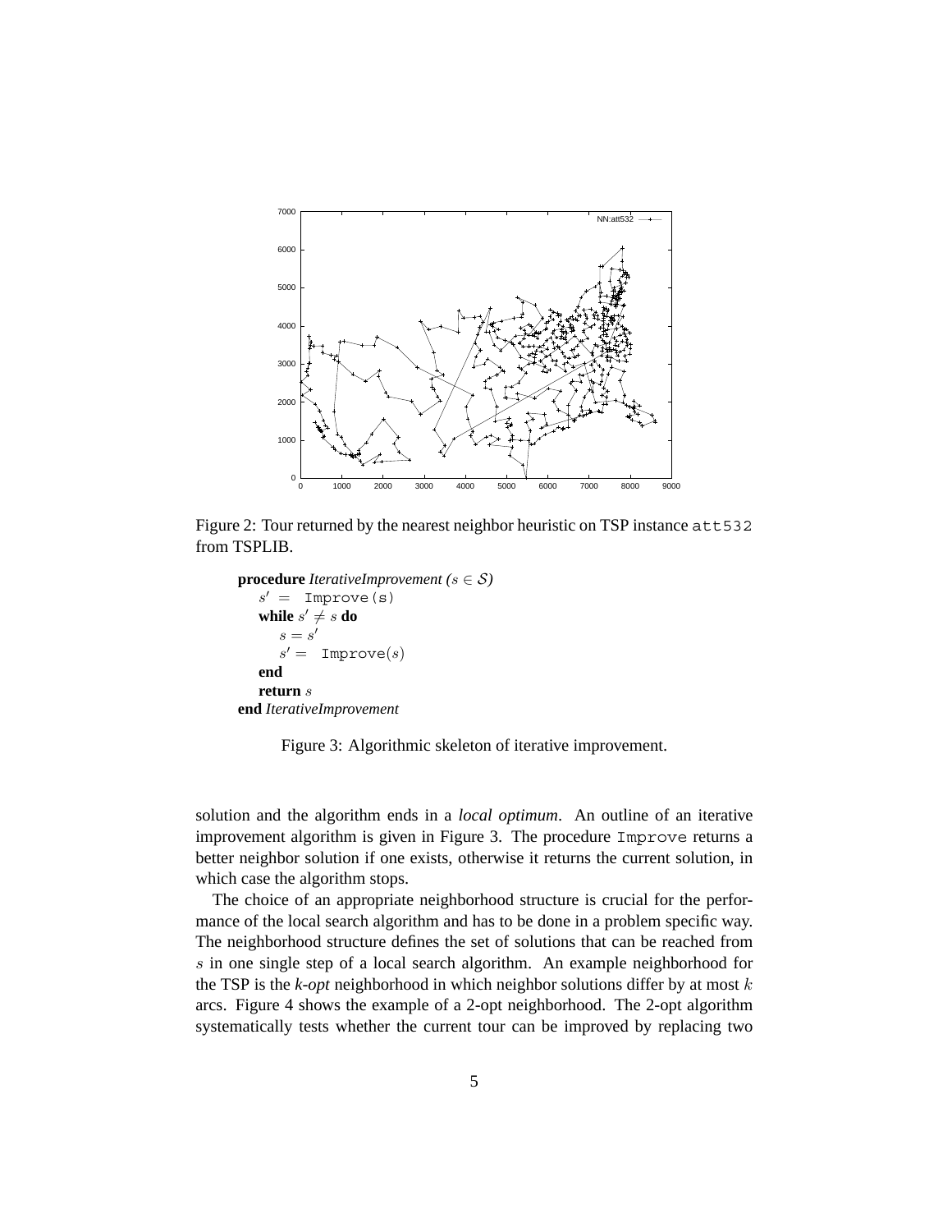Figure 2: Tour returned by the nearest neighbor heuristic on TSP instance `att532` from TSPLIB.

```
procedure IterativeImprovement (s ∈ S)
    s' = Improve(s)
    while s' ≠ s do
        s = s'
        s' = Improve(s)
    end
    return s
end IterativeImprovement
```

Figure 3: Algorithmic skeleton of iterative improvement.

solution and the algorithm ends in a *local optimum*. An outline of an iterative improvement algorithm is given in Figure 3. The procedure `Improve` returns a better neighbor solution if one exists, otherwise it returns the current solution, in which case the algorithm stops.

The choice of an appropriate neighborhood structure is crucial for the performance of the local search algorithm and has to be done in a problem specific way. The neighborhood structure defines the set of solutions that can be reached from $s$ in one single step of a local search algorithm. An example neighborhood for the TSP is the *k-opt* neighborhood in which neighbor solutions differ by at most $k$ arcs. Figure 4 shows the example of a 2-opt neighborhood. The 2-opt algorithm systematically tests whether the current tour can be improved by replacing two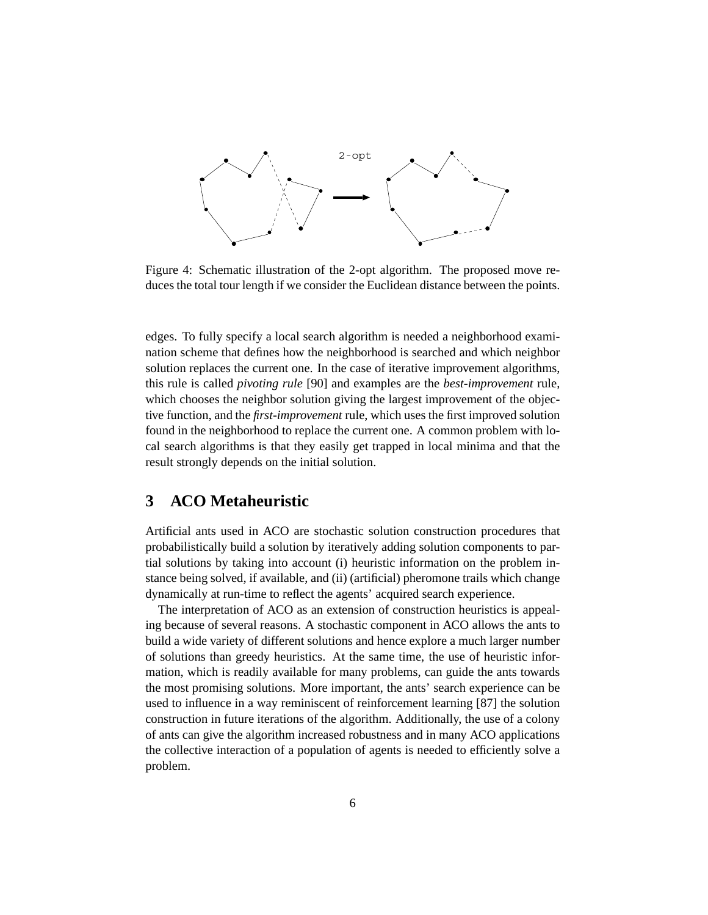2-opt

Figure 4: Schematic illustration of the 2-opt algorithm. The proposed move reduces the total tour length if we consider the Euclidean distance between the points.

edges. To fully specify a local search algorithm is needed a neighborhood examination scheme that defines how the neighborhood is searched and which neighbor solution replaces the current one. In the case of iterative improvement algorithms, this rule is called *pivoting rule* [90] and examples are the *best-improvement* rule, which chooses the neighbor solution giving the largest improvement of the objective function, and the *first-improvement* rule, which uses the first improved solution found in the neighborhood to replace the current one. A common problem with local search algorithms is that they easily get trapped in local minima and that the result strongly depends on the initial solution.

## 3 ACO Metaheuristic

Artificial ants used in ACO are stochastic solution construction procedures that probabilistically build a solution by iteratively adding solution components to partial solutions by taking into account (i) heuristic information on the problem instance being solved, if available, and (ii) (artificial) pheromone trails which change dynamically at run-time to reflect the agents' acquired search experience.

The interpretation of ACO as an extension of construction heuristics is appealing because of several reasons. A stochastic component in ACO allows the ants to build a wide variety of different solutions and hence explore a much larger number of solutions than greedy heuristics. At the same time, the use of heuristic information, which is readily available for many problems, can guide the ants towards the most promising solutions. More important, the ants' search experience can be used to influence in a way reminiscent of reinforcement learning [87] the solution construction in future iterations of the algorithm. Additionally, the use of a colony of ants can give the algorithm increased robustness and in many ACO applications the collective interaction of a population of agents is needed to efficiently solve a problem.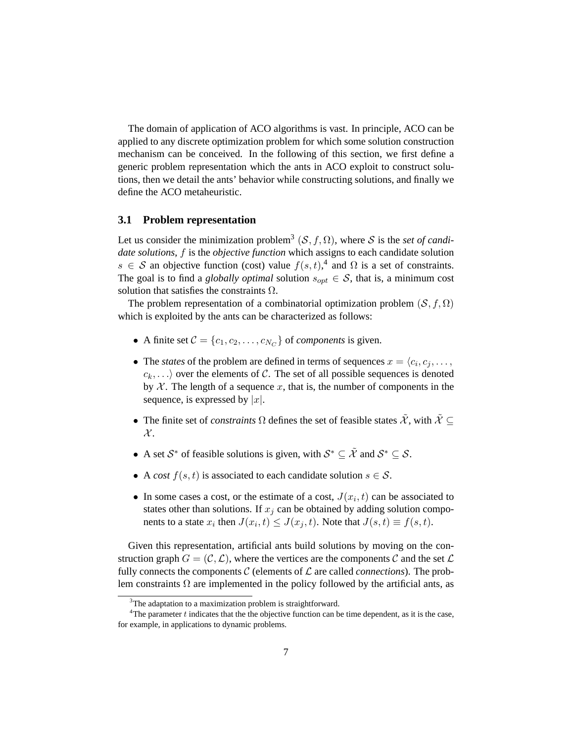The domain of application of ACO algorithms is vast. In principle, ACO can be applied to any discrete optimization problem for which some solution construction mechanism can be conceived. In the following of this section, we first define a generic problem representation which the ants in ACO exploit to construct solutions, then we detail the ants' behavior while constructing solutions, and finally we define the ACO metaheuristic.

### 3.1 Problem representation

Let us consider the minimization problem[3] $(\mathcal{S}, f, \Omega)$, where $\mathcal{S}$ is the *set of candidate solutions*, $f$ is the *objective function* which assigns to each candidate solution $s \in \mathcal{S}$ an objective function (cost) value $f(s,t)$,[4] and $\Omega$ is a set of constraints. The goal is to find a *globally optimal* solution $s_{opt} \in \mathcal{S}$, that is, a minimum cost solution that satisfies the constraints $\Omega$.

The problem representation of a combinatorial optimization problem $(\mathcal{S}, f, \Omega)$ which is exploited by the ants can be characterized as follows:

- A finite set $\mathcal{C} = \{c_1, c_2, \ldots, c_{N_C}\}$ of *components* is given.
- The *states* of the problem are defined in terms of sequences $x = \langle c_i, c_j, \ldots, c_k, \ldots \rangle$ over the elements of $\mathcal{C}$. The set of all possible sequences is denoted by $\mathcal{X}$. The length of a sequence $x$, that is, the number of components in the sequence, is expressed by $|x|$.
- The finite set of *constraints* $\Omega$ defines the set of feasible states $\tilde{\mathcal{X}}$, with $\tilde{\mathcal{X}} \subseteq \mathcal{X}$.
- A set $\mathcal{S}^*$ of feasible solutions is given, with $\mathcal{S}^* \subseteq \tilde{\mathcal{X}}$ and $\mathcal{S}^* \subseteq \mathcal{S}$.
- A *cost* $f(s,t)$ is associated to each candidate solution $s \in \mathcal{S}$.
- In some cases a cost, or the estimate of a cost, $J(x_i, t)$ can be associated to states other than solutions. If $x_j$ can be obtained by adding solution components to a state $x_i$ then $J(x_i, t) \leq J(x_j, t)$. Note that $J(s, t) \equiv f(s, t)$.

Given this representation, artificial ants build solutions by moving on the construction graph $G = (\mathcal{C}, \mathcal{L})$, where the vertices are the components $\mathcal{C}$ and the set $\mathcal{L}$ fully connects the components $\mathcal{C}$ (elements of $\mathcal{L}$ are called *connections*). The problem constraints $\Omega$ are implemented in the policy followed by the artificial ants, as

[3] The adaptation to a maximization problem is straightforward.

[4] The parameter $t$ indicates that the the objective function can be time dependent, as it is the case, for example, in applications to dynamic problems.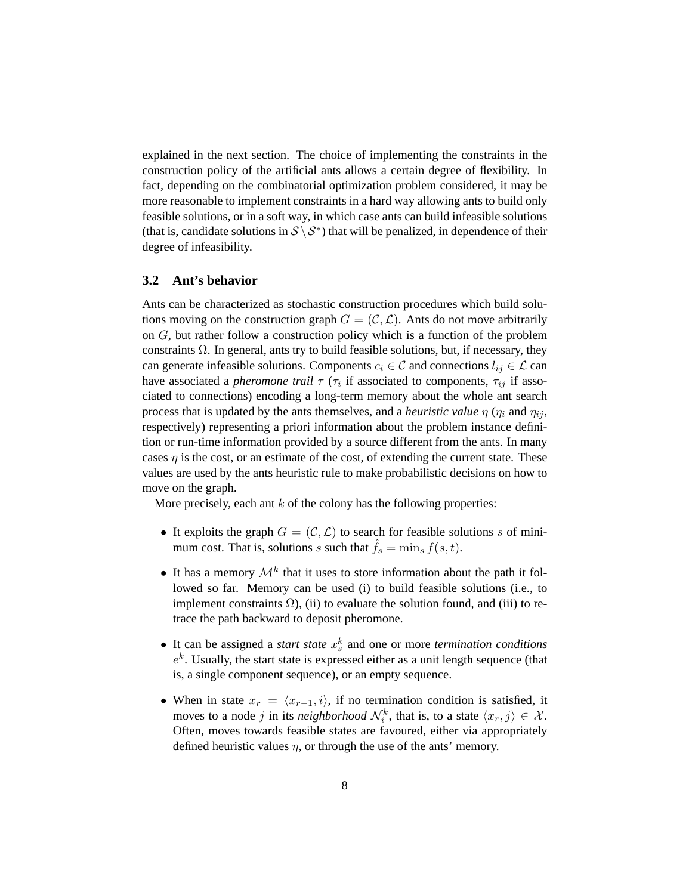explained in the next section. The choice of implementing the constraints in the construction policy of the artificial ants allows a certain degree of flexibility. In fact, depending on the combinatorial optimization problem considered, it may be more reasonable to implement constraints in a hard way allowing ants to build only feasible solutions, or in a soft way, in which case ants can build infeasible solutions (that is, candidate solutions in $\mathcal{S} \setminus \mathcal{S}^*$) that will be penalized, in dependence of their degree of infeasibility.

### 3.2 Ant's behavior

Ants can be characterized as stochastic construction procedures which build solutions moving on the construction graph $G = (\mathcal{C}, \mathcal{L})$. Ants do not move arbitrarily on $G$, but rather follow a construction policy which is a function of the problem constraints $\Omega$. In general, ants try to build feasible solutions, but, if necessary, they can generate infeasible solutions. Components $c_i \in \mathcal{C}$ and connections $l_{ij} \in \mathcal{L}$ can have associated a *pheromone trail* $\tau$ ($\tau_i$ if associated to components, $\tau_{ij}$ if associated to connections) encoding a long-term memory about the whole ant search process that is updated by the ants themselves, and a *heuristic value* $\eta$ ($\eta_i$ and $\eta_{ij}$, respectively) representing a priori information about the problem instance definition or run-time information provided by a source different from the ants. In many cases $\eta$ is the cost, or an estimate of the cost, of extending the current state. These values are used by the ants heuristic rule to make probabilistic decisions on how to move on the graph.

More precisely, each ant $k$ of the colony has the following properties:

- It exploits the graph $G = (\mathcal{C}, \mathcal{L})$ to search for feasible solutions $s$ of minimum cost. That is, solutions $s$ such that $\hat{f}_s = \min_s f(s, t)$.
- It has a memory $\mathcal{M}^k$ that it uses to store information about the path it followed so far. Memory can be used (i) to build feasible solutions (i.e., to implement constraints $\Omega$), (ii) to evaluate the solution found, and (iii) to retrace the path backward to deposit pheromone.
- It can be assigned a *start state* $x_s^k$ and one or more *termination conditions* $e^k$. Usually, the start state is expressed either as a unit length sequence (that is, a single component sequence), or an empty sequence.
- When in state $x_r = \langle x_{r-1}, i \rangle$, if no termination condition is satisfied, it moves to a node $j$ in its *neighborhood* $\mathcal{N}_i^k$, that is, to a state $\langle x_r, j \rangle \in \mathcal{X}$. Often, moves towards feasible states are favoured, either via appropriately defined heuristic values $\eta$, or through the use of the ants' memory.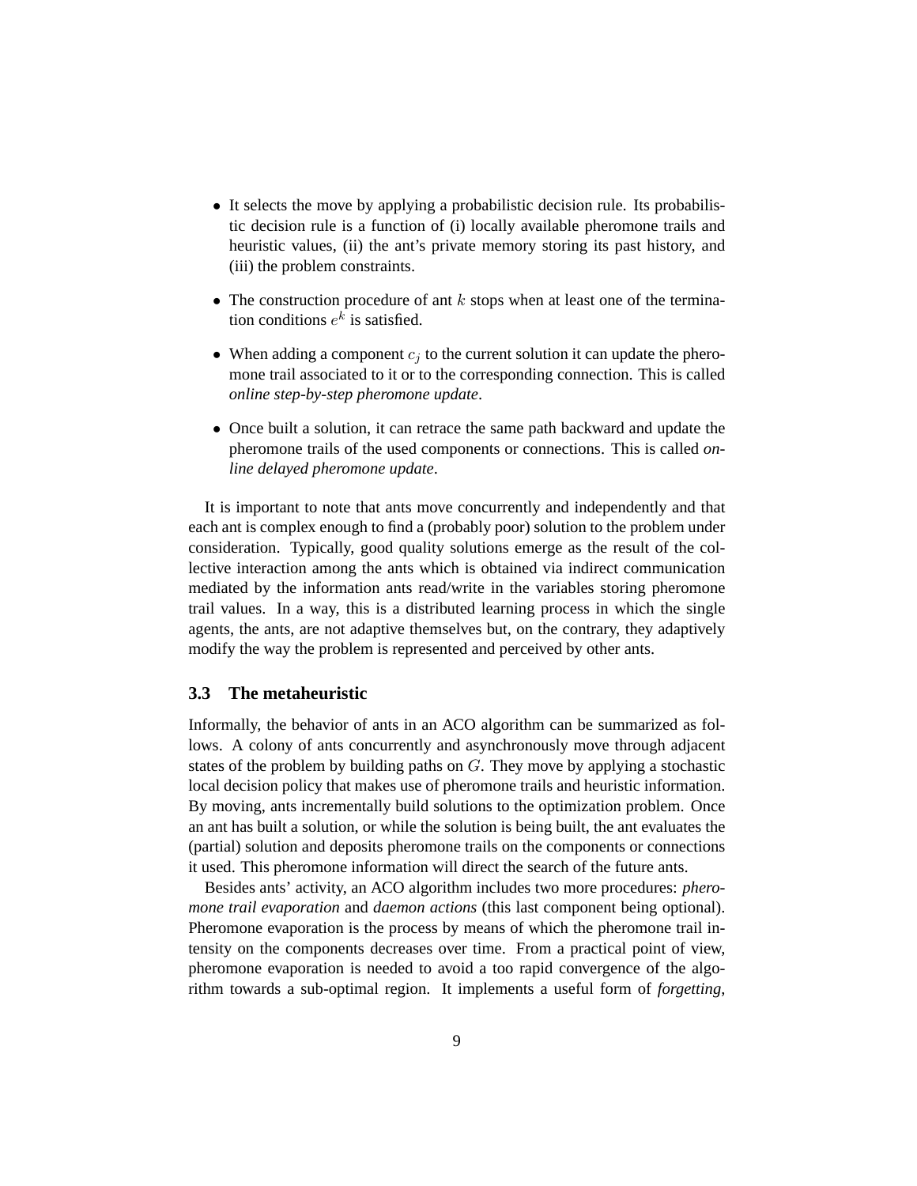- It selects the move by applying a probabilistic decision rule. Its probabilistic decision rule is a function of (i) locally available pheromone trails and heuristic values, (ii) the ant's private memory storing its past history, and (iii) the problem constraints.
- The construction procedure of ant $k$ stops when at least one of the termination conditions $e^k$ is satisfied.
- When adding a component $c_j$ to the current solution it can update the pheromone trail associated to it or to the corresponding connection. This is called *online step-by-step pheromone update*.
- Once built a solution, it can retrace the same path backward and update the pheromone trails of the used components or connections. This is called *online delayed pheromone update*.

It is important to note that ants move concurrently and independently and that each ant is complex enough to find a (probably poor) solution to the problem under consideration. Typically, good quality solutions emerge as the result of the collective interaction among the ants which is obtained via indirect communication mediated by the information ants read/write in the variables storing pheromone trail values. In a way, this is a distributed learning process in which the single agents, the ants, are not adaptive themselves but, on the contrary, they adaptively modify the way the problem is represented and perceived by other ants.

### 3.3 The metaheuristic

Informally, the behavior of ants in an ACO algorithm can be summarized as follows. A colony of ants concurrently and asynchronously move through adjacent states of the problem by building paths on $G$. They move by applying a stochastic local decision policy that makes use of pheromone trails and heuristic information. By moving, ants incrementally build solutions to the optimization problem. Once an ant has built a solution, or while the solution is being built, the ant evaluates the (partial) solution and deposits pheromone trails on the components or connections it used. This pheromone information will direct the search of the future ants.

Besides ants' activity, an ACO algorithm includes two more procedures: *pheromone trail evaporation* and *daemon actions* (this last component being optional). Pheromone evaporation is the process by means of which the pheromone trail intensity on the components decreases over time. From a practical point of view, pheromone evaporation is needed to avoid a too rapid convergence of the algorithm towards a sub-optimal region. It implements a useful form of *forgetting*,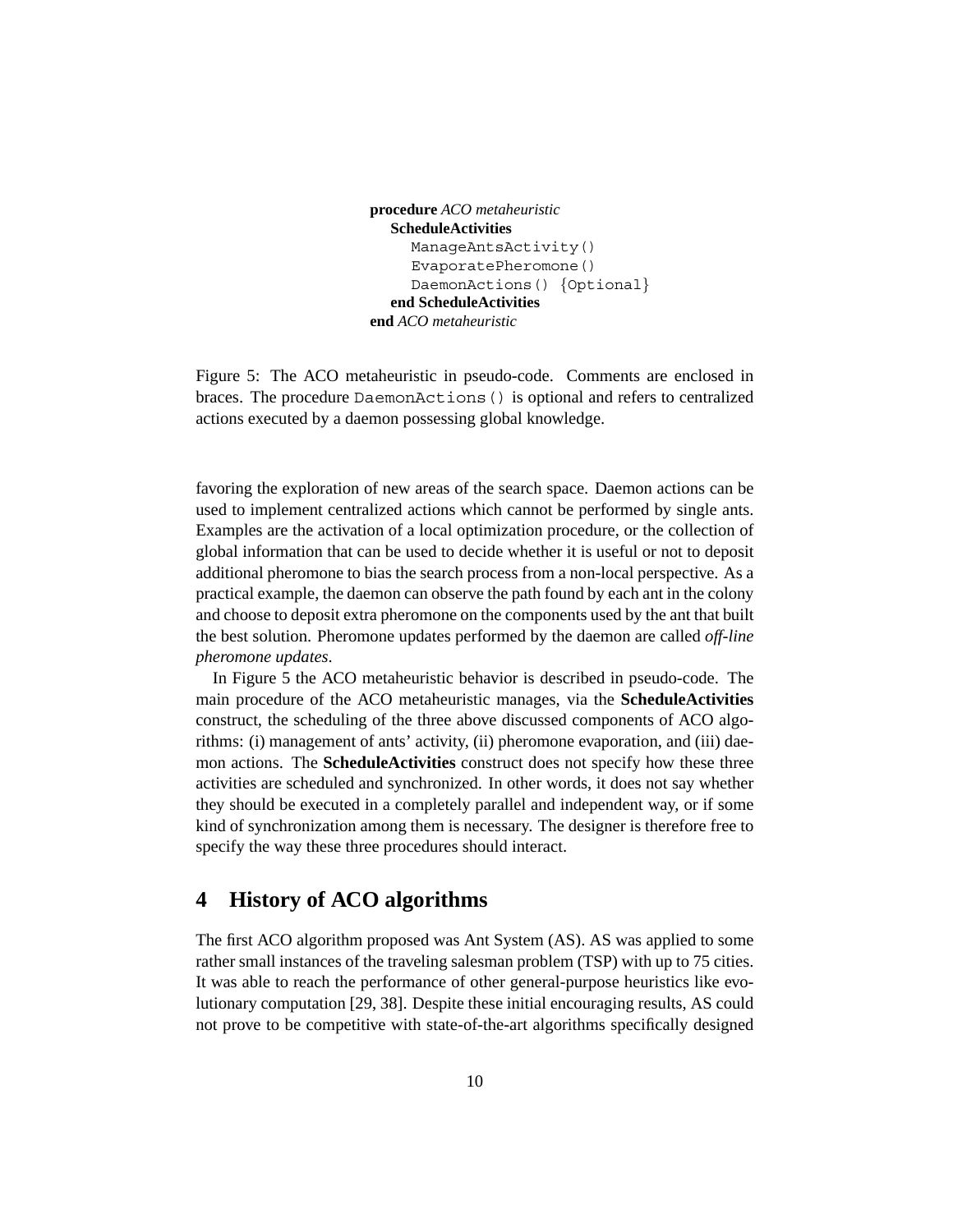```
procedure ACO metaheuristic
   ScheduleActivities
      ManageAntsActivity()
      EvaporatePheromone()
      DaemonActions() {Optional}
   end ScheduleActivities
end ACO metaheuristic
```

Figure 5: The ACO metaheuristic in pseudo-code. Comments are enclosed in braces. The procedure `DaemonActions()` is optional and refers to centralized actions executed by a daemon possessing global knowledge.

favoring the exploration of new areas of the search space. Daemon actions can be used to implement centralized actions which cannot be performed by single ants. Examples are the activation of a local optimization procedure, or the collection of global information that can be used to decide whether it is useful or not to deposit additional pheromone to bias the search process from a non-local perspective. As a practical example, the daemon can observe the path found by each ant in the colony and choose to deposit extra pheromone on the components used by the ant that built the best solution. Pheromone updates performed by the daemon are called *off-line pheromone updates*.

In Figure 5 the ACO metaheuristic behavior is described in pseudo-code. The main procedure of the ACO metaheuristic manages, via the **ScheduleActivities** construct, the scheduling of the three above discussed components of ACO algorithms: (i) management of ants' activity, (ii) pheromone evaporation, and (iii) daemon actions. The **ScheduleActivities** construct does not specify how these three activities are scheduled and synchronized. In other words, it does not say whether they should be executed in a completely parallel and independent way, or if some kind of synchronization among them is necessary. The designer is therefore free to specify the way these three procedures should interact.

## 4 History of ACO algorithms

The first ACO algorithm proposed was Ant System (AS). AS was applied to some rather small instances of the traveling salesman problem (TSP) with up to 75 cities. It was able to reach the performance of other general-purpose heuristics like evolutionary computation [29, 38]. Despite these initial encouraging results, AS could not prove to be competitive with state-of-the-art algorithms specifically designed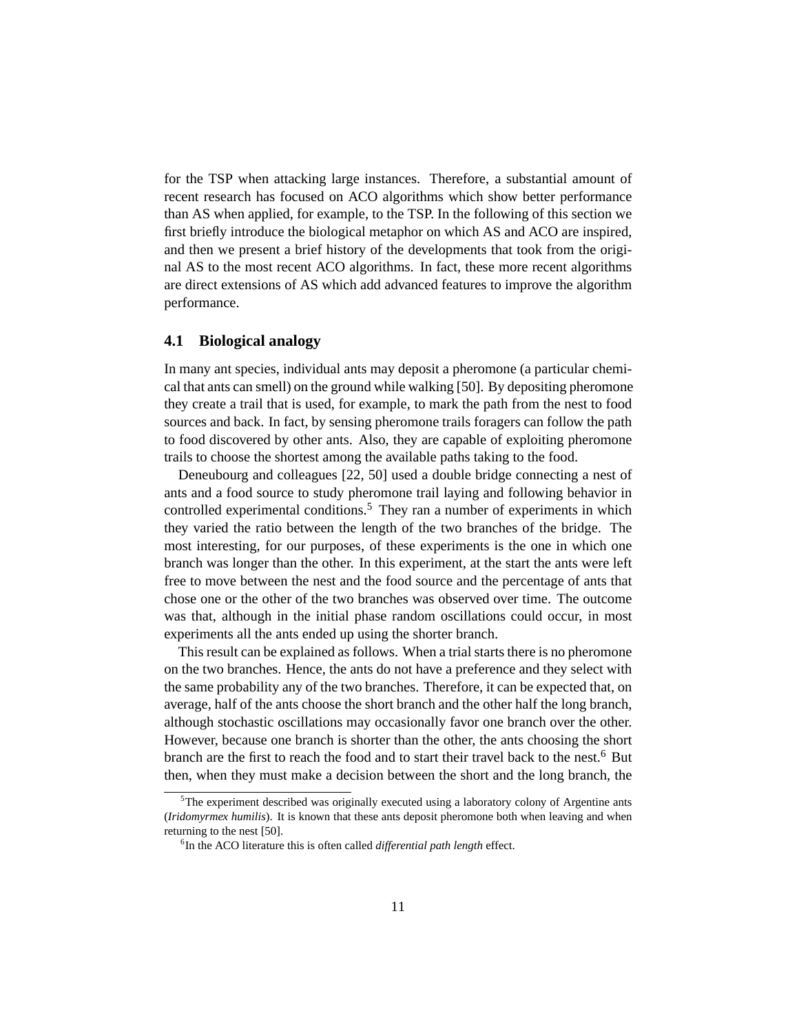for the TSP when attacking large instances. Therefore, a substantial amount of recent research has focused on ACO algorithms which show better performance than AS when applied, for example, to the TSP. In the following of this section we first briefly introduce the biological metaphor on which AS and ACO are inspired, and then we present a brief history of the developments that took from the original AS to the most recent ACO algorithms. In fact, these more recent algorithms are direct extensions of AS which add advanced features to improve the algorithm performance.

## 4.1 Biological analogy

In many ant species, individual ants may deposit a pheromone (a particular chemical that ants can smell) on the ground while walking [50]. By depositing pheromone they create a trail that is used, for example, to mark the path from the nest to food sources and back. In fact, by sensing pheromone trails foragers can follow the path to food discovered by other ants. Also, they are capable of exploiting pheromone trails to choose the shortest among the available paths taking to the food.

Deneubourg and colleagues [22, 50] used a double bridge connecting a nest of ants and a food source to study pheromone trail laying and following behavior in controlled experimental conditions.[5] They ran a number of experiments in which they varied the ratio between the length of the two branches of the bridge. The most interesting, for our purposes, of these experiments is the one in which one branch was longer than the other. In this experiment, at the start the ants were left free to move between the nest and the food source and the percentage of ants that chose one or the other of the two branches was observed over time. The outcome was that, although in the initial phase random oscillations could occur, in most experiments all the ants ended up using the shorter branch.

This result can be explained as follows. When a trial starts there is no pheromone on the two branches. Hence, the ants do not have a preference and they select with the same probability any of the two branches. Therefore, it can be expected that, on average, half of the ants choose the short branch and the other half the long branch, although stochastic oscillations may occasionally favor one branch over the other. However, because one branch is shorter than the other, the ants choosing the short branch are the first to reach the food and to start their travel back to the nest.[6] But then, when they must make a decision between the short and the long branch, the

[5] The experiment described was originally executed using a laboratory colony of Argentine ants (*Iridomyrmex humilis*). It is known that these ants deposit pheromone both when leaving and when returning to the nest [50].

[6] In the ACO literature this is often called *differential path length* effect.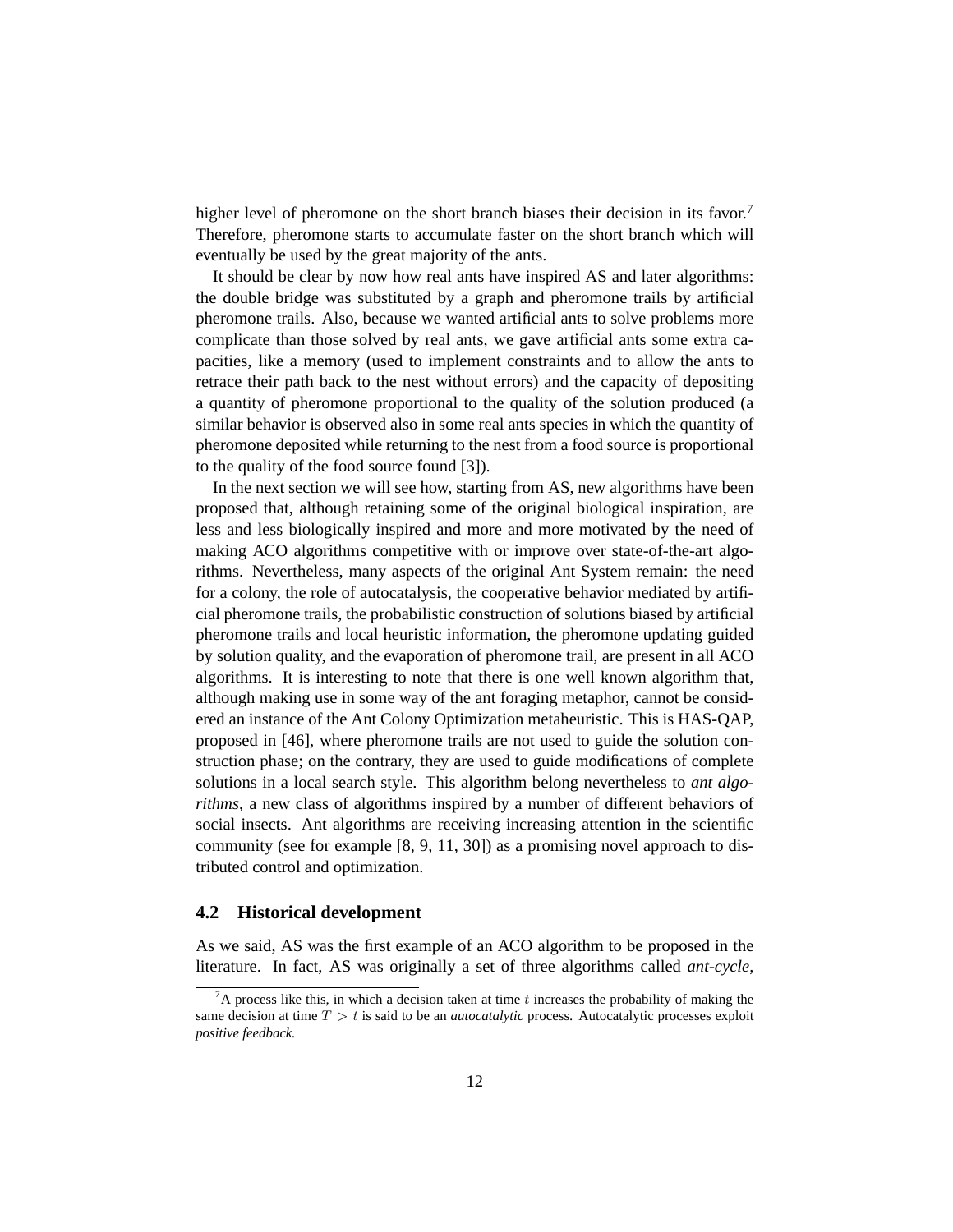higher level of pheromone on the short branch biases their decision in its favor.[7] Therefore, pheromone starts to accumulate faster on the short branch which will eventually be used by the great majority of the ants.

It should be clear by now how real ants have inspired AS and later algorithms: the double bridge was substituted by a graph and pheromone trails by artificial pheromone trails. Also, because we wanted artificial ants to solve problems more complicate than those solved by real ants, we gave artificial ants some extra capacities, like a memory (used to implement constraints and to allow the ants to retrace their path back to the nest without errors) and the capacity of depositing a quantity of pheromone proportional to the quality of the solution produced (a similar behavior is observed also in some real ants species in which the quantity of pheromone deposited while returning to the nest from a food source is proportional to the quality of the food source found [3]).

In the next section we will see how, starting from AS, new algorithms have been proposed that, although retaining some of the original biological inspiration, are less and less biologically inspired and more and more motivated by the need of making ACO algorithms competitive with or improve over state-of-the-art algorithms. Nevertheless, many aspects of the original Ant System remain: the need for a colony, the role of autocatalysis, the cooperative behavior mediated by artificial pheromone trails, the probabilistic construction of solutions biased by artificial pheromone trails and local heuristic information, the pheromone updating guided by solution quality, and the evaporation of pheromone trail, are present in all ACO algorithms. It is interesting to note that there is one well known algorithm that, although making use in some way of the ant foraging metaphor, cannot be considered an instance of the Ant Colony Optimization metaheuristic. This is HAS-QAP, proposed in [46], where pheromone trails are not used to guide the solution construction phase; on the contrary, they are used to guide modifications of complete solutions in a local search style. This algorithm belong nevertheless to *ant algorithms*, a new class of algorithms inspired by a number of different behaviors of social insects. Ant algorithms are receiving increasing attention in the scientific community (see for example [8, 9, 11, 30]) as a promising novel approach to distributed control and optimization.

## 4.2 Historical development

As we said, AS was the first example of an ACO algorithm to be proposed in the literature. In fact, AS was originally a set of three algorithms called *ant-cycle*,

[7] A process like this, in which a decision taken at time $t$ increases the probability of making the same decision at time $T > t$ is said to be an *autocatalytic* process. Autocatalytic processes exploit *positive feedback.*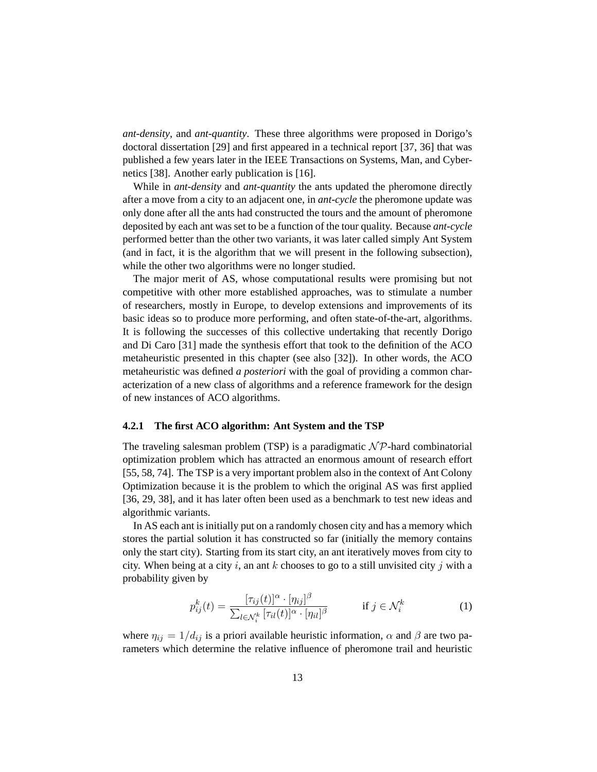*ant-density*, and *ant-quantity*. These three algorithms were proposed in Dorigo's doctoral dissertation [29] and first appeared in a technical report [37, 36] that was published a few years later in the IEEE Transactions on Systems, Man, and Cybernetics [38]. Another early publication is [16].

While in *ant-density* and *ant-quantity* the ants updated the pheromone directly after a move from a city to an adjacent one, in *ant-cycle* the pheromone update was only done after all the ants had constructed the tours and the amount of pheromone deposited by each ant was set to be a function of the tour quality. Because *ant-cycle* performed better than the other two variants, it was later called simply Ant System (and in fact, it is the algorithm that we will present in the following subsection), while the other two algorithms were no longer studied.

The major merit of AS, whose computational results were promising but not competitive with other more established approaches, was to stimulate a number of researchers, mostly in Europe, to develop extensions and improvements of its basic ideas so to produce more performing, and often state-of-the-art, algorithms. It is following the successes of this collective undertaking that recently Dorigo and Di Caro [31] made the synthesis effort that took to the definition of the ACO metaheuristic presented in this chapter (see also [32]). In other words, the ACO metaheuristic was defined *a posteriori* with the goal of providing a common characterization of a new class of algorithms and a reference framework for the design of new instances of ACO algorithms.

### 4.2.1 The first ACO algorithm: Ant System and the TSP

The traveling salesman problem (TSP) is a paradigmatic $\mathcal{NP}$-hard combinatorial optimization problem which has attracted an enormous amount of research effort [55, 58, 74]. The TSP is a very important problem also in the context of Ant Colony Optimization because it is the problem to which the original AS was first applied [36, 29, 38], and it has later often been used as a benchmark to test new ideas and algorithmic variants.

In AS each ant is initially put on a randomly chosen city and has a memory which stores the partial solution it has constructed so far (initially the memory contains only the start city). Starting from its start city, an ant iteratively moves from city to city. When being at a city $i$, an ant $k$ chooses to go to a still unvisited city $j$ with a probability given by

$$p_{ij}^k(t) = \frac{[\tau_{ij}(t)]^\alpha \cdot [\eta_{ij}]^\beta}{\sum_{l \in \mathcal{N}_i^k} [\tau_{il}(t)]^\alpha \cdot [\eta_{il}]^\beta} \qquad \text{if } j \in \mathcal{N}_i^k \tag{1}$$

where $\eta_{ij} = 1/d_{ij}$ is a priori available heuristic information, $\alpha$ and $\beta$ are two parameters which determine the relative influence of pheromone trail and heuristic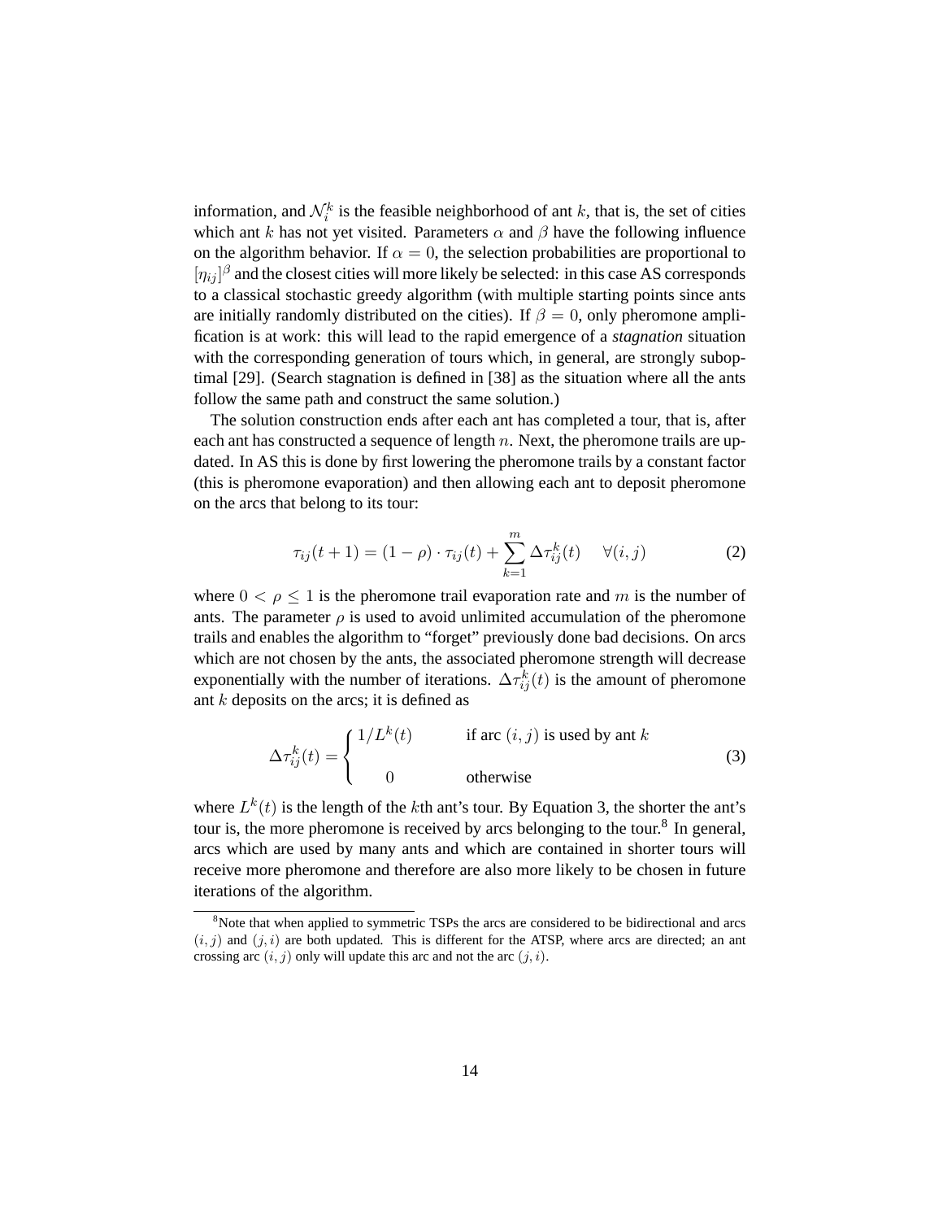information, and $\mathcal{N}_i^k$ is the feasible neighborhood of ant $k$, that is, the set of cities which ant $k$ has not yet visited. Parameters $\alpha$ and $\beta$ have the following influence on the algorithm behavior. If $\alpha = 0$, the selection probabilities are proportional to $[\eta_{ij}]^\beta$ and the closest cities will more likely be selected: in this case AS corresponds to a classical stochastic greedy algorithm (with multiple starting points since ants are initially randomly distributed on the cities). If $\beta = 0$, only pheromone amplification is at work: this will lead to the rapid emergence of a *stagnation* situation with the corresponding generation of tours which, in general, are strongly suboptimal [29]. (Search stagnation is defined in [38] as the situation where all the ants follow the same path and construct the same solution.)

The solution construction ends after each ant has completed a tour, that is, after each ant has constructed a sequence of length $n$. Next, the pheromone trails are updated. In AS this is done by first lowering the pheromone trails by a constant factor (this is pheromone evaporation) and then allowing each ant to deposit pheromone on the arcs that belong to its tour:

$$\tau_{ij}(t+1) = (1-\rho) \cdot \tau_{ij}(t) + \sum_{k=1}^{m} \Delta\tau_{ij}^k(t) \quad \forall (i,j) \tag{2}$$

where $0 < \rho \leq 1$ is the pheromone trail evaporation rate and $m$ is the number of ants. The parameter $\rho$ is used to avoid unlimited accumulation of the pheromone trails and enables the algorithm to "forget" previously done bad decisions. On arcs which are not chosen by the ants, the associated pheromone strength will decrease exponentially with the number of iterations. $\Delta\tau_{ij}^k(t)$ is the amount of pheromone ant $k$ deposits on the arcs; it is defined as

$$\Delta\tau_{ij}^k(t) = \begin{cases} 1/L^k(t) & \text{if arc } (i,j) \text{ is used by ant } k \\ \\ 0 & \text{otherwise} \end{cases} \tag{3}$$

where $L^k(t)$ is the length of the $k$th ant's tour. By Equation 3, the shorter the ant's tour is, the more pheromone is received by arcs belonging to the tour.[8] In general, arcs which are used by many ants and which are contained in shorter tours will receive more pheromone and therefore are also more likely to be chosen in future iterations of the algorithm.

[8] Note that when applied to symmetric TSPs the arcs are considered to be bidirectional and arcs $(i,j)$ and $(j,i)$ are both updated. This is different for the ATSP, where arcs are directed; an ant crossing arc $(i,j)$ only will update this arc and not the arc $(j,i)$.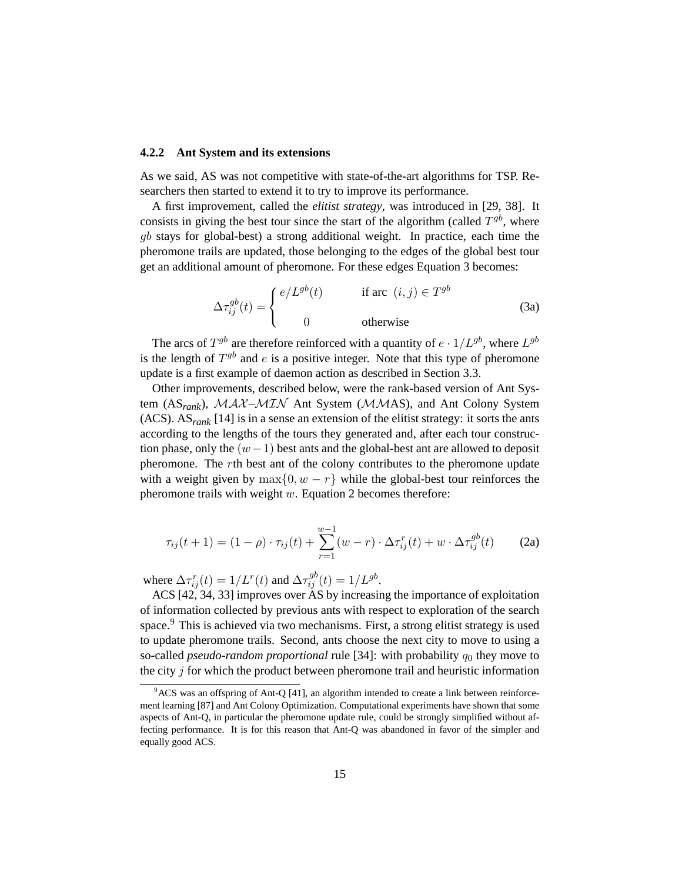### 4.2.2 Ant System and its extensions

As we said, AS was not competitive with state-of-the-art algorithms for TSP. Researchers then started to extend it to try to improve its performance.

A first improvement, called the *elitist strategy*, was introduced in [29, 38]. It consists in giving the best tour since the start of the algorithm (called $T^{gb}$, where $gb$ stays for global-best) a strong additional weight. In practice, each time the pheromone trails are updated, those belonging to the edges of the global best tour get an additional amount of pheromone. For these edges Equation 3 becomes:

$$\Delta\tau_{ij}^{gb}(t) = \begin{cases} e/L^{gb}(t) & \text{if arc } (i,j) \in T^{gb} \\ \\ 0 & \text{otherwise} \end{cases} \tag{3a}$$

The arcs of $T^{gb}$ are therefore reinforced with a quantity of $e \cdot 1/L^{gb}$, where $L^{gb}$ is the length of $T^{gb}$ and $e$ is a positive integer. Note that this type of pheromone update is a first example of daemon action as described in Section 3.3.

Other improvements, described below, were the rank-based version of Ant System (AS$_{rank}$), $\mathcal{MAX}$–$\mathcal{MIN}$ Ant System ($\mathcal{MM}$AS), and Ant Colony System (ACS). AS$_{rank}$ [14] is in a sense an extension of the elitist strategy: it sorts the ants according to the lengths of the tours they generated and, after each tour construction phase, only the $(w-1)$ best ants and the global-best ant are allowed to deposit pheromone. The $r$th best ant of the colony contributes to the pheromone update with a weight given by $\max\{0, w-r\}$ while the global-best tour reinforces the pheromone trails with weight $w$. Equation 2 becomes therefore:

$$\tau_{ij}(t+1) = (1-\rho) \cdot \tau_{ij}(t) + \sum_{r=1}^{w-1} (w-r) \cdot \Delta\tau_{ij}^{r}(t) + w \cdot \Delta\tau_{ij}^{gb}(t) \tag{2a}$$

where $\Delta\tau_{ij}^{r}(t) = 1/L^{r}(t)$ and $\Delta\tau_{ij}^{gb}(t) = 1/L^{gb}$.

ACS [42, 34, 33] improves over AS by increasing the importance of exploitation of information collected by previous ants with respect to exploration of the search space.[9] This is achieved via two mechanisms. First, a strong elitist strategy is used to update pheromone trails. Second, ants choose the next city to move to using a so-called *pseudo-random proportional* rule [34]: with probability $q_0$ they move to the city $j$ for which the product between pheromone trail and heuristic information

[9] ACS was an offspring of Ant-Q [41], an algorithm intended to create a link between reinforcement learning [87] and Ant Colony Optimization. Computational experiments have shown that some aspects of Ant-Q, in particular the pheromone update rule, could be strongly simplified without affecting performance. It is for this reason that Ant-Q was abandoned in favor of the simpler and equally good ACS.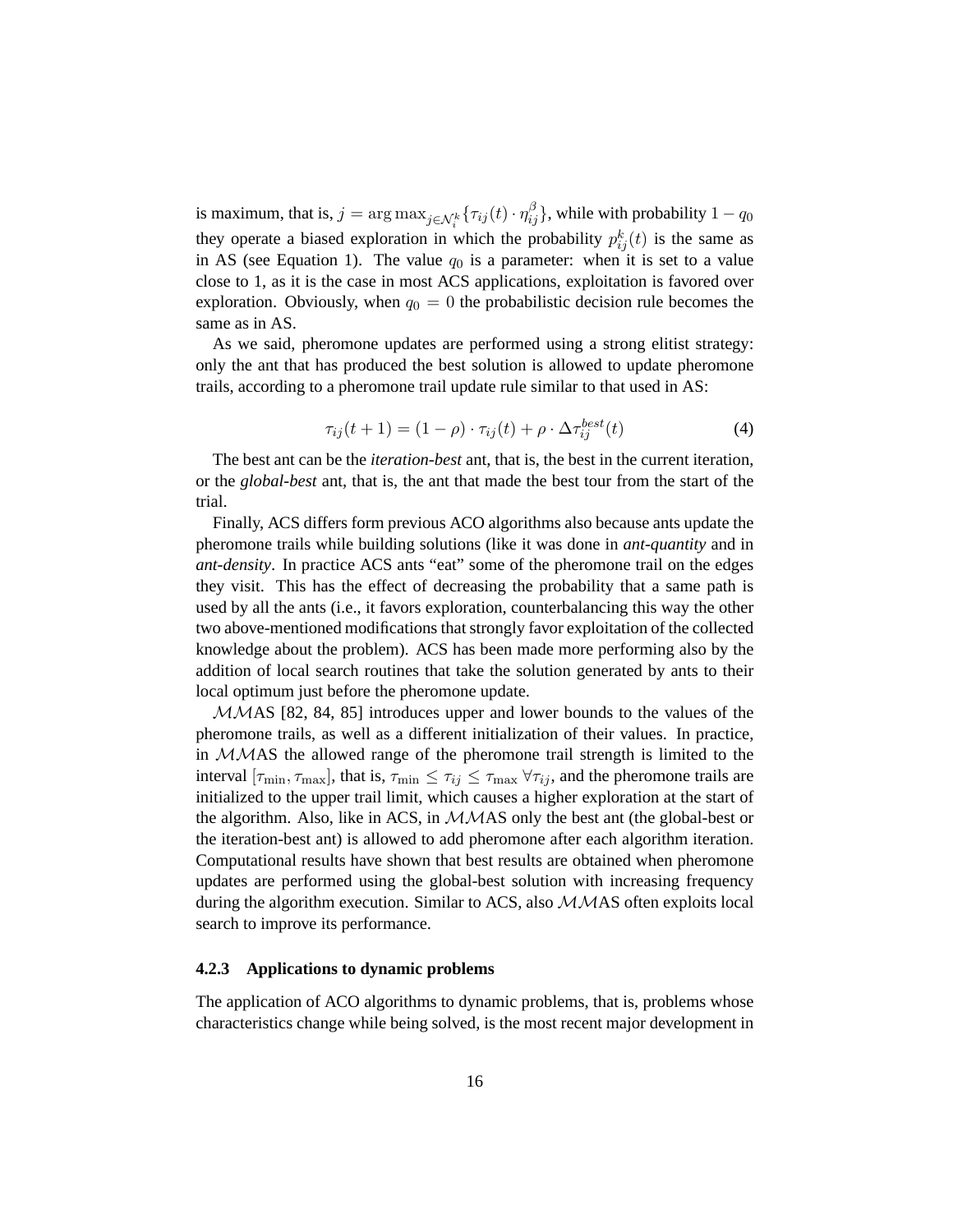is maximum, that is, $j = \arg\max_{j \in \mathcal{N}_i^k} \{\tau_{ij}(t) \cdot \eta_{ij}^{\beta}\}$, while with probability $1 - q_0$ they operate a biased exploration in which the probability $p_{ij}^k(t)$ is the same as in AS (see Equation 1). The value $q_0$ is a parameter: when it is set to a value close to 1, as it is the case in most ACS applications, exploitation is favored over exploration. Obviously, when $q_0 = 0$ the probabilistic decision rule becomes the same as in AS.

As we said, pheromone updates are performed using a strong elitist strategy: only the ant that has produced the best solution is allowed to update pheromone trails, according to a pheromone trail update rule similar to that used in AS:

$$\tau_{ij}(t+1) = (1-\rho) \cdot \tau_{ij}(t) + \rho \cdot \Delta\tau_{ij}^{best}(t) \tag{4}$$

The best ant can be the *iteration-best* ant, that is, the best in the current iteration, or the *global-best* ant, that is, the ant that made the best tour from the start of the trial.

Finally, ACS differs form previous ACO algorithms also because ants update the pheromone trails while building solutions (like it was done in *ant-quantity* and in *ant-density*. In practice ACS ants "eat" some of the pheromone trail on the edges they visit. This has the effect of decreasing the probability that a same path is used by all the ants (i.e., it favors exploration, counterbalancing this way the other two above-mentioned modifications that strongly favor exploitation of the collected knowledge about the problem). ACS has been made more performing also by the addition of local search routines that take the solution generated by ants to their local optimum just before the pheromone update.

$\mathcal{MM}$AS [82, 84, 85] introduces upper and lower bounds to the values of the pheromone trails, as well as a different initialization of their values. In practice, in $\mathcal{MM}$AS the allowed range of the pheromone trail strength is limited to the interval $[\tau_{\min}, \tau_{\max}]$, that is, $\tau_{\min} \leq \tau_{ij} \leq \tau_{\max} \; \forall \tau_{ij}$, and the pheromone trails are initialized to the upper trail limit, which causes a higher exploration at the start of the algorithm. Also, like in ACS, in $\mathcal{MM}$AS only the best ant (the global-best or the iteration-best ant) is allowed to add pheromone after each algorithm iteration. Computational results have shown that best results are obtained when pheromone updates are performed using the global-best solution with increasing frequency during the algorithm execution. Similar to ACS, also $\mathcal{MM}$AS often exploits local search to improve its performance.

#### 4.2.3 Applications to dynamic problems

The application of ACO algorithms to dynamic problems, that is, problems whose characteristics change while being solved, is the most recent major development in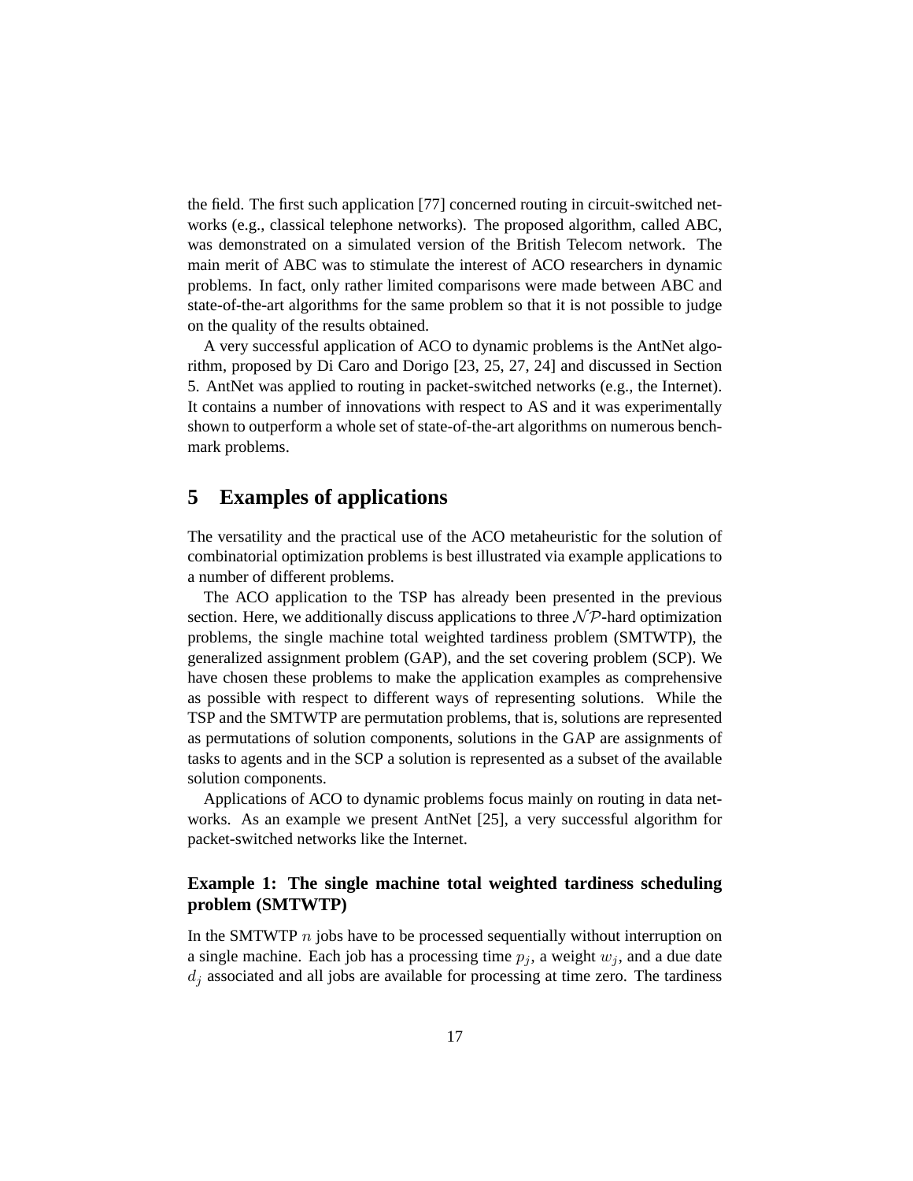the field. The first such application [77] concerned routing in circuit-switched networks (e.g., classical telephone networks). The proposed algorithm, called ABC, was demonstrated on a simulated version of the British Telecom network. The main merit of ABC was to stimulate the interest of ACO researchers in dynamic problems. In fact, only rather limited comparisons were made between ABC and state-of-the-art algorithms for the same problem so that it is not possible to judge on the quality of the results obtained.

A very successful application of ACO to dynamic problems is the AntNet algorithm, proposed by Di Caro and Dorigo [23, 25, 27, 24] and discussed in Section 5. AntNet was applied to routing in packet-switched networks (e.g., the Internet). It contains a number of innovations with respect to AS and it was experimentally shown to outperform a whole set of state-of-the-art algorithms on numerous benchmark problems.

# 5 Examples of applications

The versatility and the practical use of the ACO metaheuristic for the solution of combinatorial optimization problems is best illustrated via example applications to a number of different problems.

The ACO application to the TSP has already been presented in the previous section. Here, we additionally discuss applications to three $\mathcal{NP}$-hard optimization problems, the single machine total weighted tardiness problem (SMTWTP), the generalized assignment problem (GAP), and the set covering problem (SCP). We have chosen these problems to make the application examples as comprehensive as possible with respect to different ways of representing solutions. While the TSP and the SMTWTP are permutation problems, that is, solutions are represented as permutations of solution components, solutions in the GAP are assignments of tasks to agents and in the SCP a solution is represented as a subset of the available solution components.

Applications of ACO to dynamic problems focus mainly on routing in data networks. As an example we present AntNet [25], a very successful algorithm for packet-switched networks like the Internet.

### Example 1: The single machine total weighted tardiness scheduling problem (SMTWTP)

In the SMTWTP $n$ jobs have to be processed sequentially without interruption on a single machine. Each job has a processing time $p_j$, a weight $w_j$, and a due date $d_j$ associated and all jobs are available for processing at time zero. The tardiness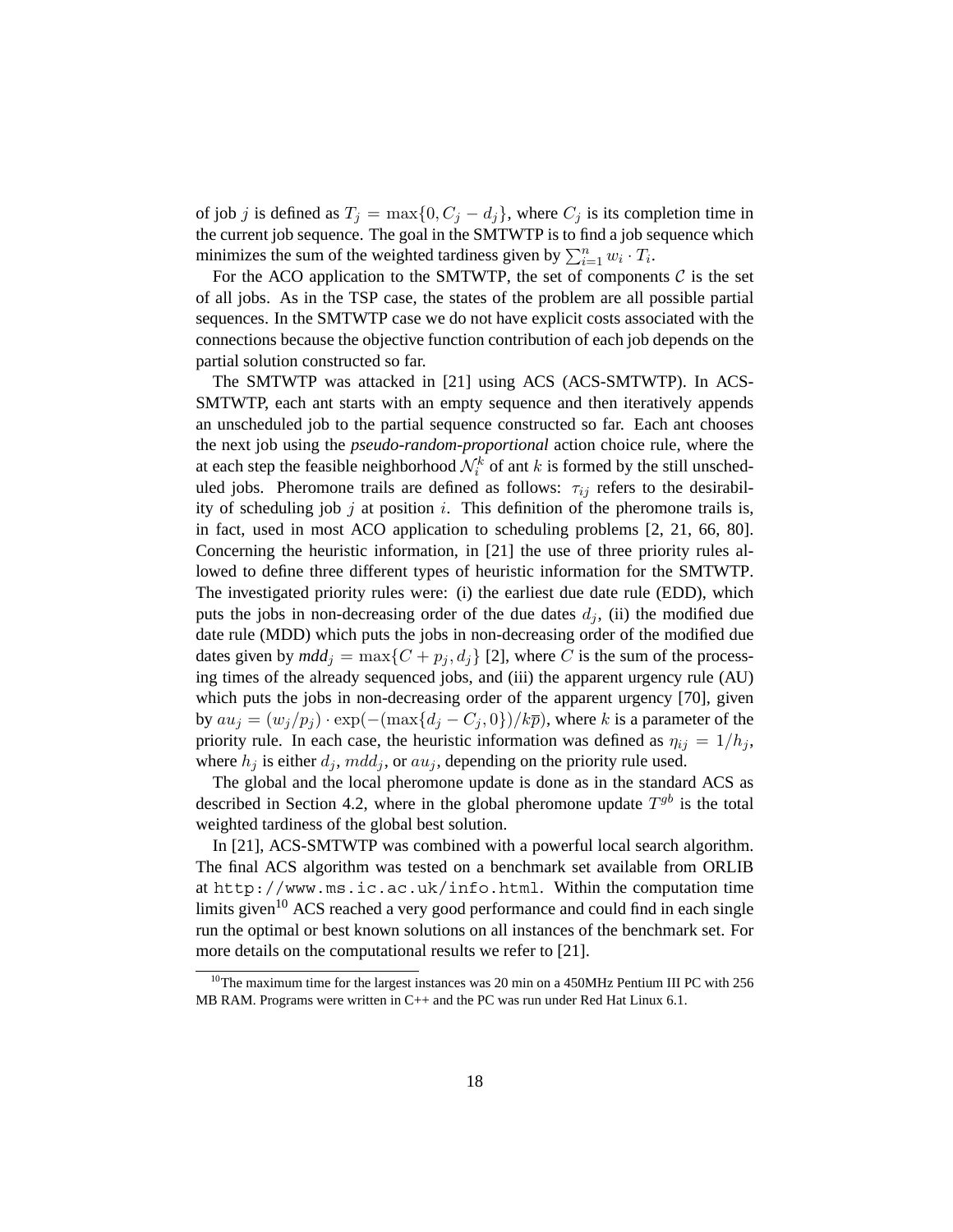of job $j$ is defined as $T_j = \max\{0, C_j - d_j\}$, where $C_j$ is its completion time in the current job sequence. The goal in the SMTWTP is to find a job sequence which minimizes the sum of the weighted tardiness given by $\sum_{i=1}^{n} w_i \cdot T_i$.

For the ACO application to the SMTWTP, the set of components $\mathcal{C}$ is the set of all jobs. As in the TSP case, the states of the problem are all possible partial sequences. In the SMTWTP case we do not have explicit costs associated with the connections because the objective function contribution of each job depends on the partial solution constructed so far.

The SMTWTP was attacked in [21] using ACS (ACS-SMTWTP). In ACS-SMTWTP, each ant starts with an empty sequence and then iteratively appends an unscheduled job to the partial sequence constructed so far. Each ant chooses the next job using the ***pseudo-random-proportional*** action choice rule, where the at each step the feasible neighborhood $\mathcal{N}_i^k$ of ant $k$ is formed by the still unscheduled jobs. Pheromone trails are defined as follows: $\tau_{ij}$ refers to the desirability of scheduling job $j$ at position $i$. This definition of the pheromone trails is, in fact, used in most ACO application to scheduling problems [2, 21, 66, 80]. Concerning the heuristic information, in [21] the use of three priority rules allowed to define three different types of heuristic information for the SMTWTP. The investigated priority rules were: (i) the earliest due date rule (EDD), which puts the jobs in non-decreasing order of the due dates $d_j$, (ii) the modified due date rule (MDD) which puts the jobs in non-decreasing order of the modified due dates given by ***mdd***$_j = \max\{C + p_j, d_j\}$ [2], where $C$ is the sum of the processing times of the already sequenced jobs, and (iii) the apparent urgency rule (AU) which puts the jobs in non-decreasing order of the apparent urgency [70], given by $au_j = (w_j/p_j) \cdot \exp(-(\max\{d_j - C_j, 0\})/k\overline{p})$, where $k$ is a parameter of the priority rule. In each case, the heuristic information was defined as $\eta_{ij} = 1/h_j$, where $h_j$ is either $d_j$, $mdd_j$, or $au_j$, depending on the priority rule used.

The global and the local pheromone update is done as in the standard ACS as described in Section 4.2, where in the global pheromone update $T^{gb}$ is the total weighted tardiness of the global best solution.

In [21], ACS-SMTWTP was combined with a powerful local search algorithm. The final ACS algorithm was tested on a benchmark set available from ORLIB at `http://www.ms.ic.ac.uk/info.html`. Within the computation time limits given[10] ACS reached a very good performance and could find in each single run the optimal or best known solutions on all instances of the benchmark set. For more details on the computational results we refer to [21].

[10] The maximum time for the largest instances was 20 min on a 450MHz Pentium III PC with 256 MB RAM. Programs were written in C++ and the PC was run under Red Hat Linux 6.1.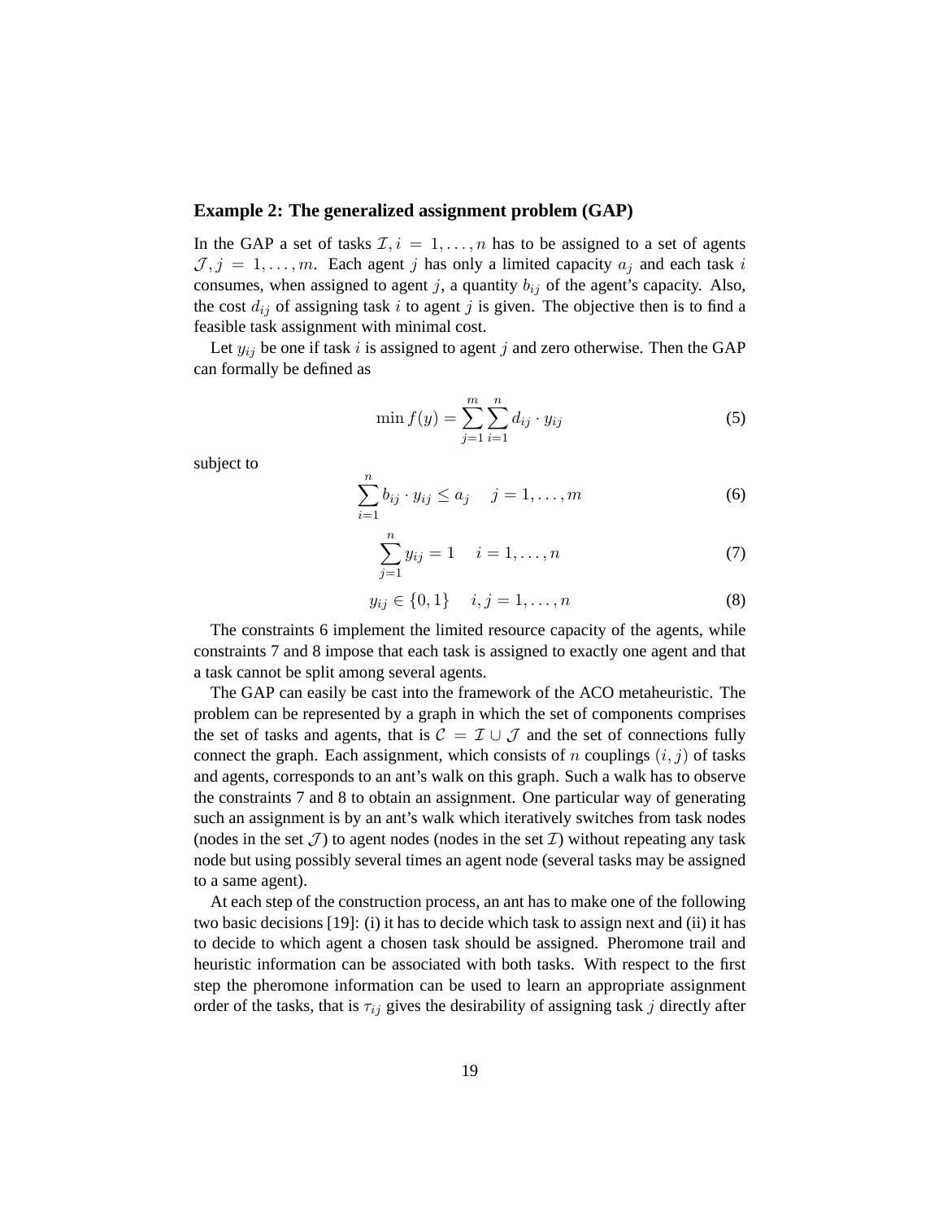**Example 2: The generalized assignment problem (GAP)**

In the GAP a set of tasks $\mathcal{I}, i = 1, \ldots, n$ has to be assigned to a set of agents $\mathcal{J}, j = 1, \ldots, m$. Each agent $j$ has only a limited capacity $a_j$ and each task $i$ consumes, when assigned to agent $j$, a quantity $b_{ij}$ of the agent's capacity. Also, the cost $d_{ij}$ of assigning task $i$ to agent $j$ is given. The objective then is to find a feasible task assignment with minimal cost.

Let $y_{ij}$ be one if task $i$ is assigned to agent $j$ and zero otherwise. Then the GAP can formally be defined as

$$\min f(y) = \sum_{j=1}^{m} \sum_{i=1}^{n} d_{ij} \cdot y_{ij} \tag{5}$$

subject to

$$\sum_{i=1}^{n} b_{ij} \cdot y_{ij} \leq a_j \quad j = 1, \ldots, m \tag{6}$$

$$\sum_{j=1}^{n} y_{ij} = 1 \quad i = 1, \ldots, n \tag{7}$$

$$y_{ij} \in \{0, 1\} \quad i, j = 1, \ldots, n \tag{8}$$

The constraints 6 implement the limited resource capacity of the agents, while constraints 7 and 8 impose that each task is assigned to exactly one agent and that a task cannot be split among several agents.

The GAP can easily be cast into the framework of the ACO metaheuristic. The problem can be represented by a graph in which the set of components comprises the set of tasks and agents, that is $\mathcal{C} = \mathcal{I} \cup \mathcal{J}$ and the set of connections fully connect the graph. Each assignment, which consists of $n$ couplings $(i, j)$ of tasks and agents, corresponds to an ant's walk on this graph. Such a walk has to observe the constraints 7 and 8 to obtain an assignment. One particular way of generating such an assignment is by an ant's walk which iteratively switches from task nodes (nodes in the set $\mathcal{J}$) to agent nodes (nodes in the set $\mathcal{I}$) without repeating any task node but using possibly several times an agent node (several tasks may be assigned to a same agent).

At each step of the construction process, an ant has to make one of the following two basic decisions [19]: (i) it has to decide which task to assign next and (ii) it has to decide to which agent a chosen task should be assigned. Pheromone trail and heuristic information can be associated with both tasks. With respect to the first step the pheromone information can be used to learn an appropriate assignment order of the tasks, that is $\tau_{ij}$ gives the desirability of assigning task $j$ directly after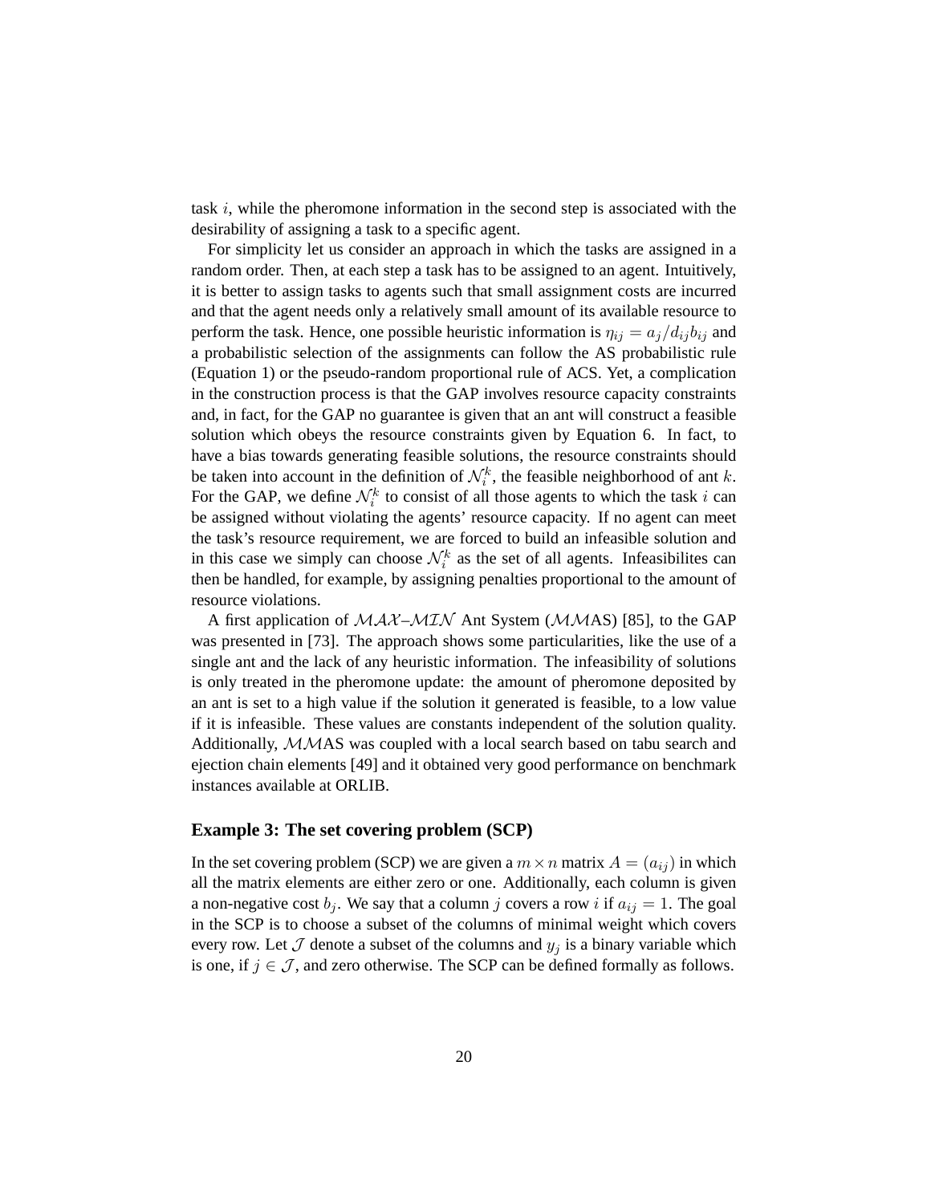task $i$, while the pheromone information in the second step is associated with the desirability of assigning a task to a specific agent.

For simplicity let us consider an approach in which the tasks are assigned in a random order. Then, at each step a task has to be assigned to an agent. Intuitively, it is better to assign tasks to agents such that small assignment costs are incurred and that the agent needs only a relatively small amount of its available resource to perform the task. Hence, one possible heuristic information is $\eta_{ij} = a_j / d_{ij} b_{ij}$ and a probabilistic selection of the assignments can follow the AS probabilistic rule (Equation 1) or the pseudo-random proportional rule of ACS. Yet, a complication in the construction process is that the GAP involves resource capacity constraints and, in fact, for the GAP no guarantee is given that an ant will construct a feasible solution which obeys the resource constraints given by Equation 6. In fact, to have a bias towards generating feasible solutions, the resource constraints should be taken into account in the definition of $\mathcal{N}_i^k$, the feasible neighborhood of ant $k$. For the GAP, we define $\mathcal{N}_i^k$ to consist of all those agents to which the task $i$ can be assigned without violating the agents' resource capacity. If no agent can meet the task's resource requirement, we are forced to build an infeasible solution and in this case we simply can choose $\mathcal{N}_i^k$ as the set of all agents. Infeasibilites can then be handled, for example, by assigning penalties proportional to the amount of resource violations.

A first application of $\mathcal{MAX}$–$\mathcal{MIN}$ Ant System ($\mathcal{MM}$AS) [85], to the GAP was presented in [73]. The approach shows some particularities, like the use of a single ant and the lack of any heuristic information. The infeasibility of solutions is only treated in the pheromone update: the amount of pheromone deposited by an ant is set to a high value if the solution it generated is feasible, to a low value if it is infeasible. These values are constants independent of the solution quality. Additionally, $\mathcal{MM}$AS was coupled with a local search based on tabu search and ejection chain elements [49] and it obtained very good performance on benchmark instances available at ORLIB.

### Example 3: The set covering problem (SCP)

In the set covering problem (SCP) we are given a $m \times n$ matrix $A = (a_{ij})$ in which all the matrix elements are either zero or one. Additionally, each column is given a non-negative cost $b_j$. We say that a column $j$ covers a row $i$ if $a_{ij} = 1$. The goal in the SCP is to choose a subset of the columns of minimal weight which covers every row. Let $\mathcal{J}$ denote a subset of the columns and $y_j$ is a binary variable which is one, if $j \in \mathcal{J}$, and zero otherwise. The SCP can be defined formally as follows.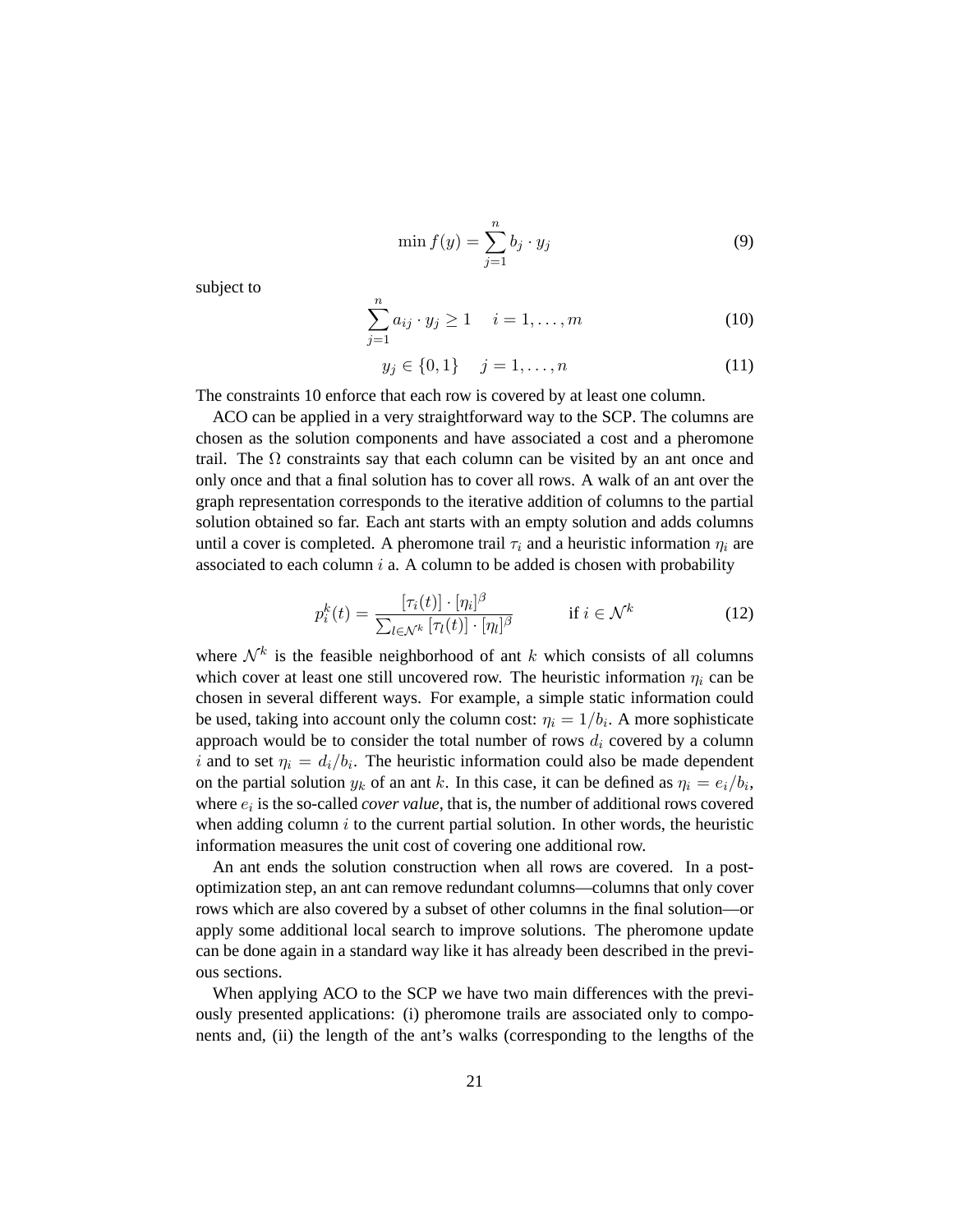$$\min f(y) = \sum_{j=1}^{n} b_j \cdot y_j \tag{9}$$

subject to

$$\sum_{j=1}^{n} a_{ij} \cdot y_j \geq 1 \quad i = 1, \ldots, m \tag{10}$$

$$y_j \in \{0, 1\} \quad j = 1, \ldots, n \tag{11}$$

The constraints 10 enforce that each row is covered by at least one column.

ACO can be applied in a very straightforward way to the SCP. The columns are chosen as the solution components and have associated a cost and a pheromone trail. The $\Omega$ constraints say that each column can be visited by an ant once and only once and that a final solution has to cover all rows. A walk of an ant over the graph representation corresponds to the iterative addition of columns to the partial solution obtained so far. Each ant starts with an empty solution and adds columns until a cover is completed. A pheromone trail $\tau_i$ and a heuristic information $\eta_i$ are associated to each column $i$ a. A column to be added is chosen with probability

$$p_i^k(t) = \frac{[\tau_i(t)] \cdot [\eta_i]^\beta}{\sum_{l \in \mathcal{N}^k} [\tau_l(t)] \cdot [\eta_l]^\beta} \qquad \text{if } i \in \mathcal{N}^k \tag{12}$$

where $\mathcal{N}^k$ is the feasible neighborhood of ant $k$ which consists of all columns which cover at least one still uncovered row. The heuristic information $\eta_i$ can be chosen in several different ways. For example, a simple static information could be used, taking into account only the column cost: $\eta_i = 1/b_i$. A more sophisticate approach would be to consider the total number of rows $d_i$ covered by a column $i$ and to set $\eta_i = d_i/b_i$. The heuristic information could also be made dependent on the partial solution $y_k$ of an ant $k$. In this case, it can be defined as $\eta_i = e_i/b_i$, where $e_i$ is the so-called *cover value*, that is, the number of additional rows covered when adding column $i$ to the current partial solution. In other words, the heuristic information measures the unit cost of covering one additional row.

An ant ends the solution construction when all rows are covered. In a post-optimization step, an ant can remove redundant columns—columns that only cover rows which are also covered by a subset of other columns in the final solution—or apply some additional local search to improve solutions. The pheromone update can be done again in a standard way like it has already been described in the previous sections.

When applying ACO to the SCP we have two main differences with the previously presented applications: (i) pheromone trails are associated only to components and, (ii) the length of the ant's walks (corresponding to the lengths of the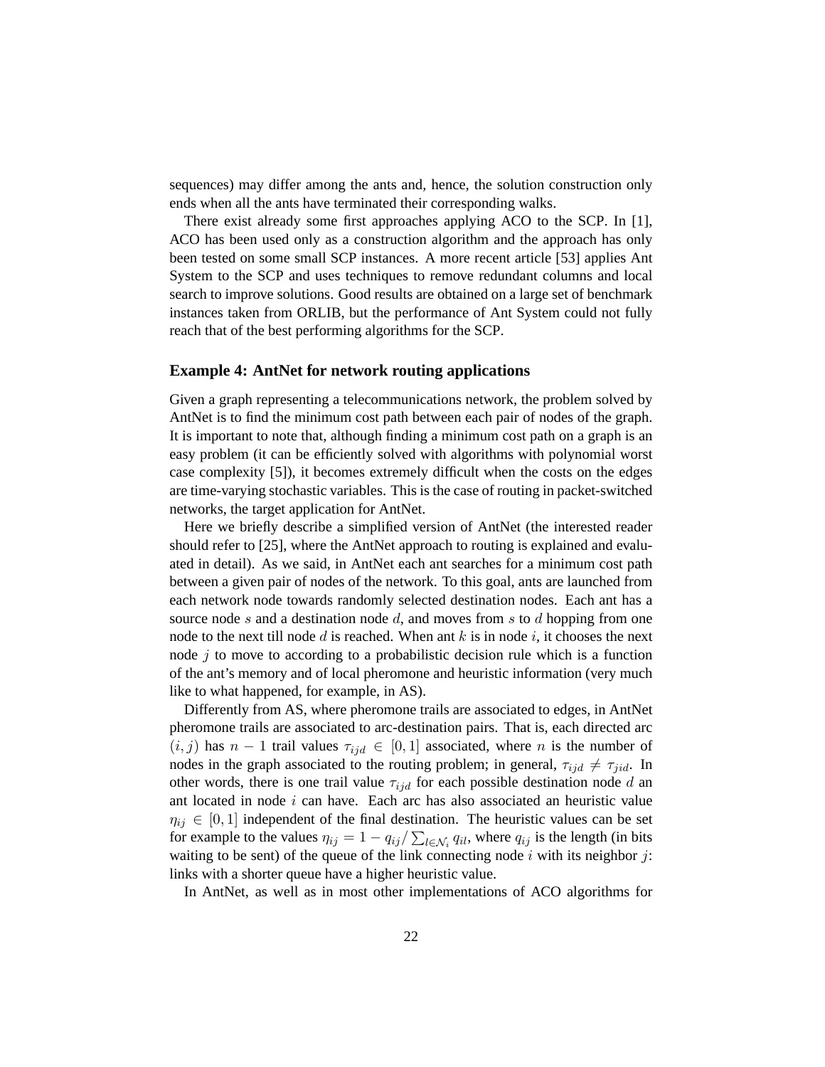sequences) may differ among the ants and, hence, the solution construction only ends when all the ants have terminated their corresponding walks.

There exist already some first approaches applying ACO to the SCP. In [1], ACO has been used only as a construction algorithm and the approach has only been tested on some small SCP instances. A more recent article [53] applies Ant System to the SCP and uses techniques to remove redundant columns and local search to improve solutions. Good results are obtained on a large set of benchmark instances taken from ORLIB, but the performance of Ant System could not fully reach that of the best performing algorithms for the SCP.

### Example 4: AntNet for network routing applications

Given a graph representing a telecommunications network, the problem solved by AntNet is to find the minimum cost path between each pair of nodes of the graph. It is important to note that, although finding a minimum cost path on a graph is an easy problem (it can be efficiently solved with algorithms with polynomial worst case complexity [5]), it becomes extremely difficult when the costs on the edges are time-varying stochastic variables. This is the case of routing in packet-switched networks, the target application for AntNet.

Here we briefly describe a simplified version of AntNet (the interested reader should refer to [25], where the AntNet approach to routing is explained and evaluated in detail). As we said, in AntNet each ant searches for a minimum cost path between a given pair of nodes of the network. To this goal, ants are launched from each network node towards randomly selected destination nodes. Each ant has a source node $s$ and a destination node $d$, and moves from $s$ to $d$ hopping from one node to the next till node $d$ is reached. When ant $k$ is in node $i$, it chooses the next node $j$ to move to according to a probabilistic decision rule which is a function of the ant's memory and of local pheromone and heuristic information (very much like to what happened, for example, in AS).

Differently from AS, where pheromone trails are associated to edges, in AntNet pheromone trails are associated to arc-destination pairs. That is, each directed arc $(i, j)$ has $n - 1$ trail values $\tau_{ijd} \in [0, 1]$ associated, where $n$ is the number of nodes in the graph associated to the routing problem; in general, $\tau_{ijd} \neq \tau_{jid}$. In other words, there is one trail value $\tau_{ijd}$ for each possible destination node $d$ an ant located in node $i$ can have. Each arc has also associated an heuristic value $\eta_{ij} \in [0, 1]$ independent of the final destination. The heuristic values can be set for example to the values $\eta_{ij} = 1 - q_{ij} / \sum_{l \in \mathcal{N}_i} q_{il}$, where $q_{ij}$ is the length (in bits waiting to be sent) of the queue of the link connecting node $i$ with its neighbor $j$: links with a shorter queue have a higher heuristic value.

In AntNet, as well as in most other implementations of ACO algorithms for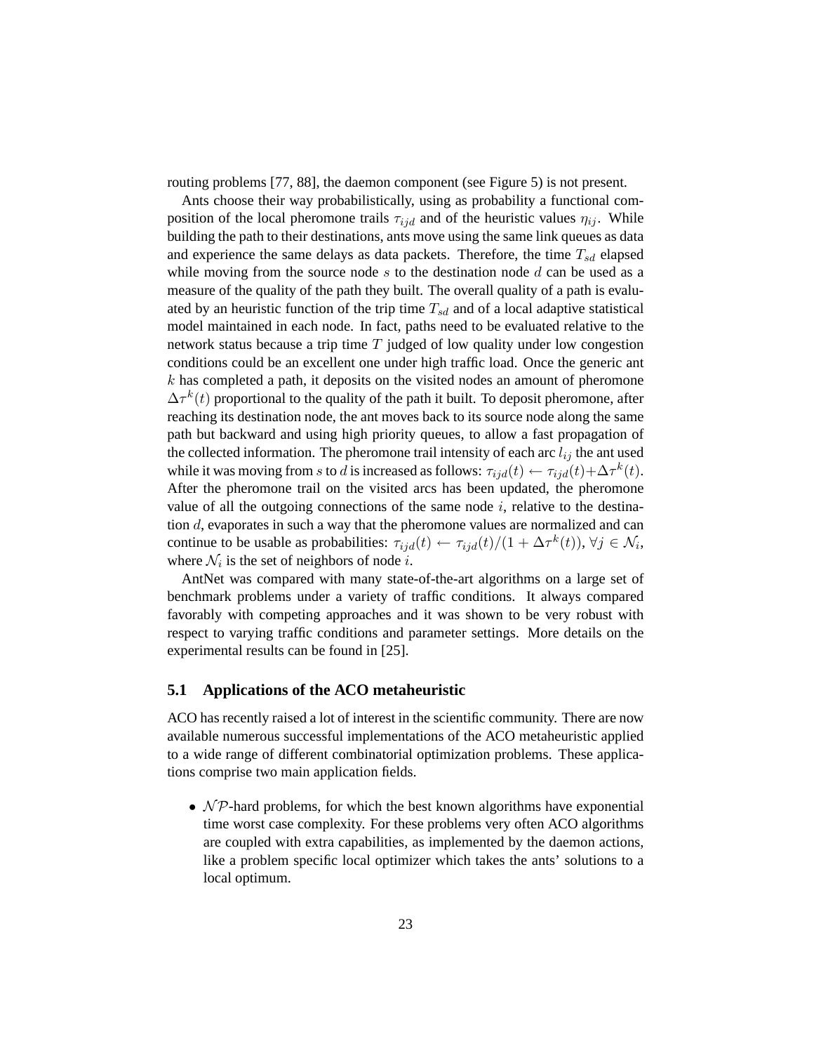routing problems [77, 88], the daemon component (see Figure 5) is not present.

Ants choose their way probabilistically, using as probability a functional composition of the local pheromone trails $\tau_{ijd}$ and of the heuristic values $\eta_{ij}$. While building the path to their destinations, ants move using the same link queues as data and experience the same delays as data packets. Therefore, the time $T_{sd}$ elapsed while moving from the source node $s$ to the destination node $d$ can be used as a measure of the quality of the path they built. The overall quality of a path is evaluated by an heuristic function of the trip time $T_{sd}$ and of a local adaptive statistical model maintained in each node. In fact, paths need to be evaluated relative to the network status because a trip time $T$ judged of low quality under low congestion conditions could be an excellent one under high traffic load. Once the generic ant $k$ has completed a path, it deposits on the visited nodes an amount of pheromone $\Delta\tau^k(t)$ proportional to the quality of the path it built. To deposit pheromone, after reaching its destination node, the ant moves back to its source node along the same path but backward and using high priority queues, to allow a fast propagation of the collected information. The pheromone trail intensity of each arc $l_{ij}$ the ant used while it was moving from $s$ to $d$ is increased as follows: $\tau_{ijd}(t) \leftarrow \tau_{ijd}(t) + \Delta\tau^k(t)$. After the pheromone trail on the visited arcs has been updated, the pheromone value of all the outgoing connections of the same node $i$, relative to the destination $d$, evaporates in such a way that the pheromone values are normalized and can continue to be usable as probabilities: $\tau_{ijd}(t) \leftarrow \tau_{ijd}(t)/(1 + \Delta\tau^k(t))$, $\forall j \in \mathcal{N}_i$, where $\mathcal{N}_i$ is the set of neighbors of node $i$.

AntNet was compared with many state-of-the-art algorithms on a large set of benchmark problems under a variety of traffic conditions. It always compared favorably with competing approaches and it was shown to be very robust with respect to varying traffic conditions and parameter settings. More details on the experimental results can be found in [25].

### 5.1 Applications of the ACO metaheuristic

ACO has recently raised a lot of interest in the scientific community. There are now available numerous successful implementations of the ACO metaheuristic applied to a wide range of different combinatorial optimization problems. These applications comprise two main application fields.

- $\mathcal{NP}$-hard problems, for which the best known algorithms have exponential time worst case complexity. For these problems very often ACO algorithms are coupled with extra capabilities, as implemented by the daemon actions, like a problem specific local optimizer which takes the ants' solutions to a local optimum.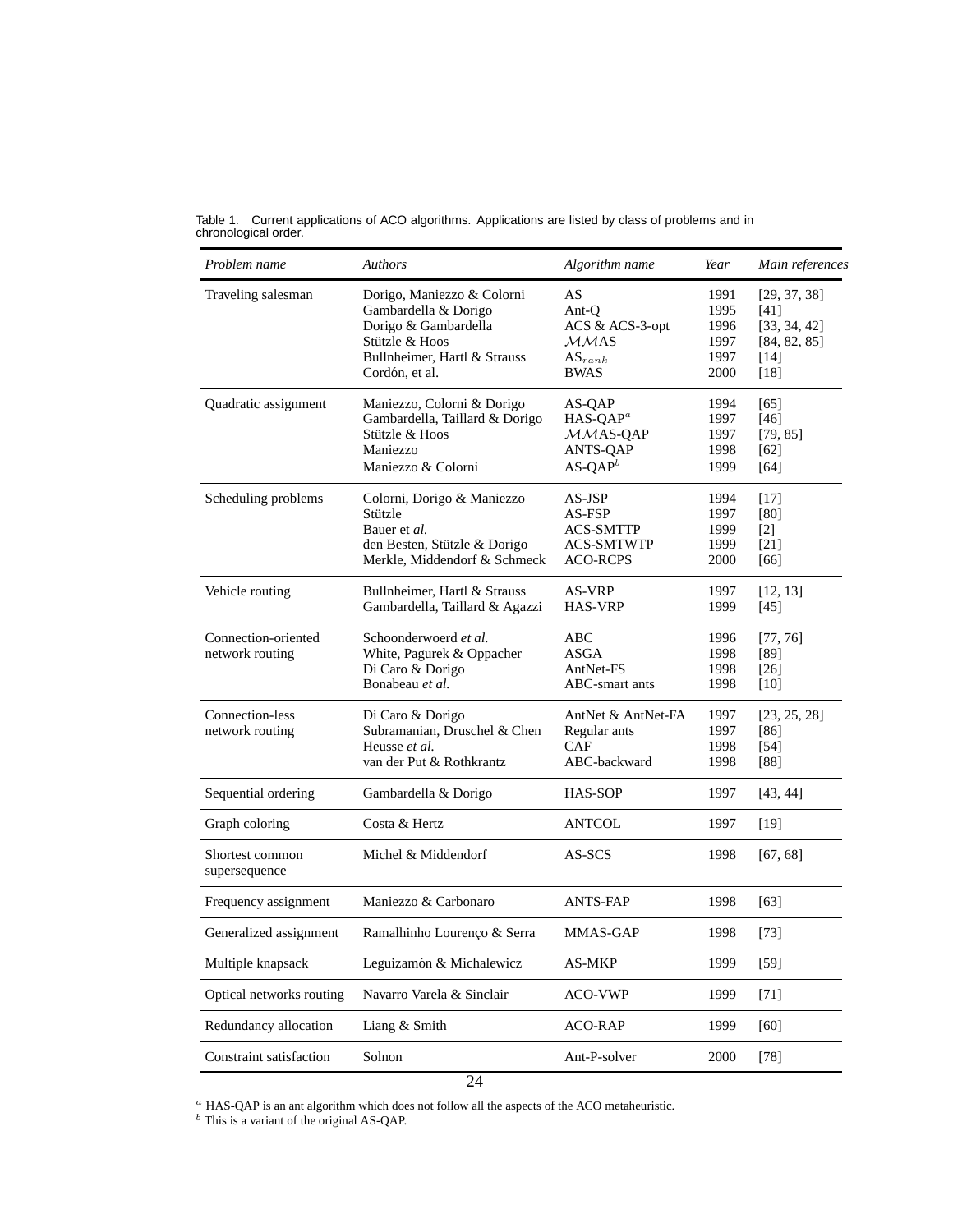Table 1. Current applications of ACO algorithms. Applications are listed by class of problems and in chronological order.

| *Problem name* | *Authors* | *Algorithm name* | *Year* | *Main references* |
|---|---|---|---|---|
| Traveling salesman | Dorigo, Maniezzo & Colorni | AS | 1991 | [29, 37, 38] |
| | Gambardella & Dorigo | Ant-Q | 1995 | [41] |
| | Dorigo & Gambardella | ACS & ACS-3-opt | 1996 | [33, 34, 42] |
| | Stützle & Hoos | $\mathcal{MM}$AS | 1997 | [84, 82, 85] |
| | Bullnheimer, Hartl & Strauss | $AS_{rank}$ | 1997 | [14] |
| | Cordón, et al. | BWAS | 2000 | [18] |
| Quadratic assignment | Maniezzo, Colorni & Dorigo | AS-QAP | 1994 | [65] |
| | Gambardella, Taillard & Dorigo | HAS-QAP[a] | 1997 | [46] |
| | Stützle & Hoos | $\mathcal{MM}$AS-QAP | 1997 | [79, 85] |
| | Maniezzo | ANTS-QAP | 1998 | [62] |
| | Maniezzo & Colorni | AS-QAP[b] | 1999 | [64] |
| Scheduling problems | Colorni, Dorigo & Maniezzo | AS-JSP | 1994 | [17] |
| | Stützle | AS-FSP | 1997 | [80] |
| | Bauer et *al.* | ACS-SMTTP | 1999 | [2] |
| | den Besten, Stützle & Dorigo | ACS-SMTWTP | 1999 | [21] |
| | Merkle, Middendorf & Schmeck | ACO-RCPS | 2000 | [66] |
| Vehicle routing | Bullnheimer, Hartl & Strauss | AS-VRP | 1997 | [12, 13] |
| | Gambardella, Taillard & Agazzi | HAS-VRP | 1999 | [45] |
| Connection-oriented network routing | Schoonderwoerd *et al.* | ABC | 1996 | [77, 76] |
| | White, Pagurek & Oppacher | ASGA | 1998 | [89] |
| | Di Caro & Dorigo | AntNet-FS | 1998 | [26] |
| | Bonabeau *et al.* | ABC-smart ants | 1998 | [10] |
| Connection-less network routing | Di Caro & Dorigo | AntNet & AntNet-FA | 1997 | [23, 25, 28] |
| | Subramanian, Druschel & Chen | Regular ants | 1997 | [86] |
| | Heusse *et al.* | CAF | 1998 | [54] |
| | van der Put & Rothkrantz | ABC-backward | 1998 | [88] |
| Sequential ordering | Gambardella & Dorigo | HAS-SOP | 1997 | [43, 44] |
| Graph coloring | Costa & Hertz | ANTCOL | 1997 | [19] |
| Shortest common supersequence | Michel & Middendorf | AS-SCS | 1998 | [67, 68] |
| Frequency assignment | Maniezzo & Carbonaro | ANTS-FAP | 1998 | [63] |
| Generalized assignment | Ramalhinho Lourenço & Serra | MMAS-GAP | 1998 | [73] |
| Multiple knapsack | Leguizamón & Michalewicz | AS-MKP | 1999 | [59] |
| Optical networks routing | Navarro Varela & Sinclair | ACO-VWP | 1999 | [71] |
| Redundancy allocation | Liang & Smith | ACO-RAP | 1999 | [60] |
| Constraint satisfaction | Solnon | Ant-P-solver | 2000 | [78] |

[a] HAS-QAP is an ant algorithm which does not follow all the aspects of the ACO metaheuristic.
[b] This is a variant of the original AS-QAP.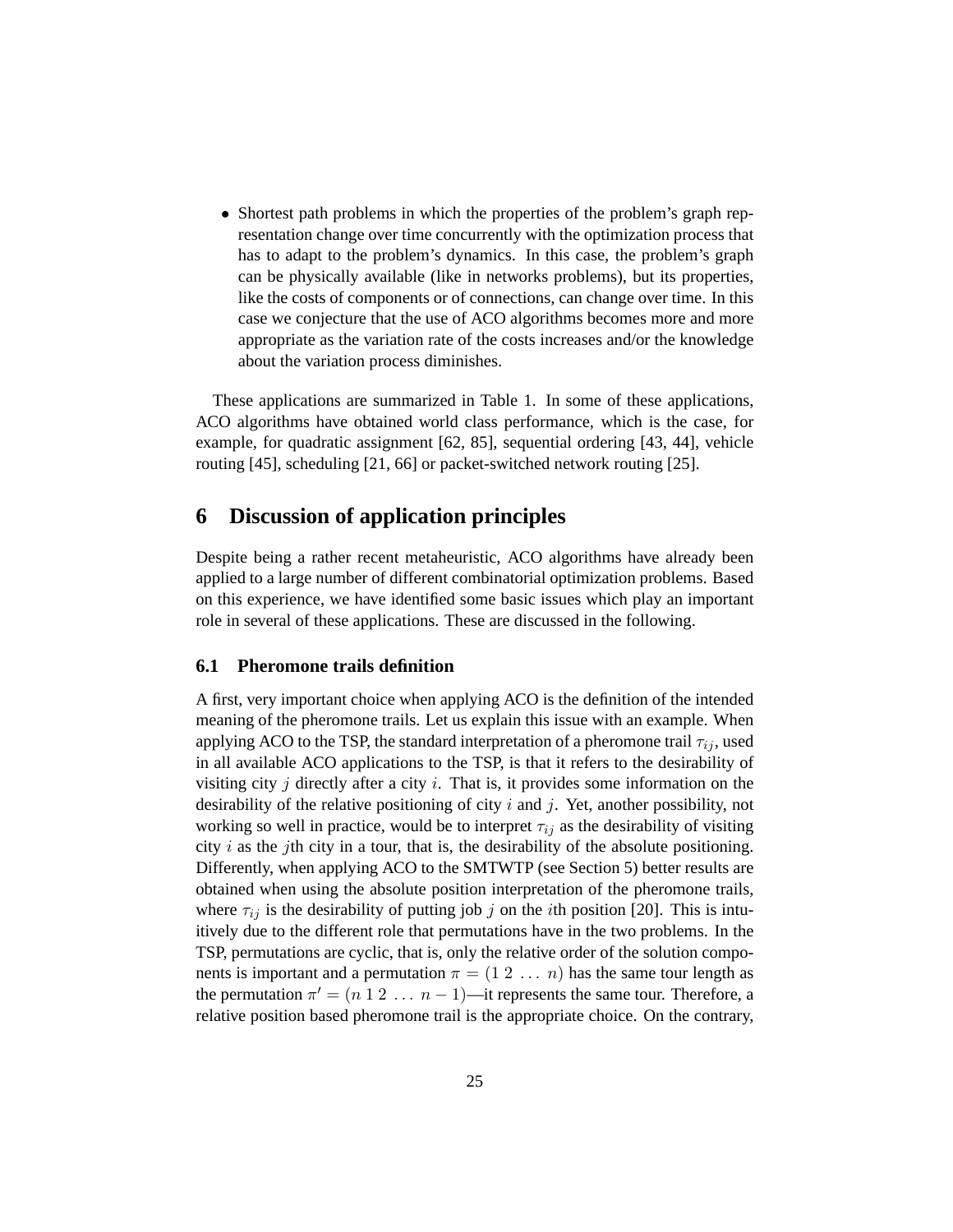- Shortest path problems in which the properties of the problem's graph representation change over time concurrently with the optimization process that has to adapt to the problem's dynamics. In this case, the problem's graph can be physically available (like in networks problems), but its properties, like the costs of components or of connections, can change over time. In this case we conjecture that the use of ACO algorithms becomes more and more appropriate as the variation rate of the costs increases and/or the knowledge about the variation process diminishes.

These applications are summarized in Table 1. In some of these applications, ACO algorithms have obtained world class performance, which is the case, for example, for quadratic assignment [62, 85], sequential ordering [43, 44], vehicle routing [45], scheduling [21, 66] or packet-switched network routing [25].

## 6 Discussion of application principles

Despite being a rather recent metaheuristic, ACO algorithms have already been applied to a large number of different combinatorial optimization problems. Based on this experience, we have identified some basic issues which play an important role in several of these applications. These are discussed in the following.

### 6.1 Pheromone trails definition

A first, very important choice when applying ACO is the definition of the intended meaning of the pheromone trails. Let us explain this issue with an example. When applying ACO to the TSP, the standard interpretation of a pheromone trail $\tau_{ij}$, used in all available ACO applications to the TSP, is that it refers to the desirability of visiting city $j$ directly after a city $i$. That is, it provides some information on the desirability of the relative positioning of city $i$ and $j$. Yet, another possibility, not working so well in practice, would be to interpret $\tau_{ij}$ as the desirability of visiting city $i$ as the $j$th city in a tour, that is, the desirability of the absolute positioning. Differently, when applying ACO to the SMTWTP (see Section 5) better results are obtained when using the absolute position interpretation of the pheromone trails, where $\tau_{ij}$ is the desirability of putting job $j$ on the $i$th position [20]. This is intuitively due to the different role that permutations have in the two problems. In the TSP, permutations are cyclic, that is, only the relative order of the solution components is important and a permutation $\pi = (1\ 2\ \ldots\ n)$ has the same tour length as the permutation $\pi' = (n\ 1\ 2\ \ldots\ n-1)$—it represents the same tour. Therefore, a relative position based pheromone trail is the appropriate choice. On the contrary,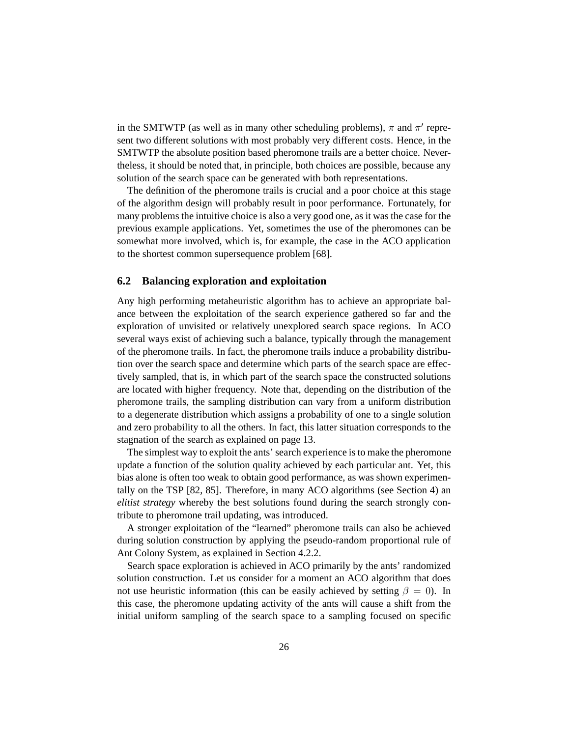in the SMTWTP (as well as in many other scheduling problems), $\pi$ and $\pi'$ represent two different solutions with most probably very different costs. Hence, in the SMTWTP the absolute position based pheromone trails are a better choice. Nevertheless, it should be noted that, in principle, both choices are possible, because any solution of the search space can be generated with both representations.

The definition of the pheromone trails is crucial and a poor choice at this stage of the algorithm design will probably result in poor performance. Fortunately, for many problems the intuitive choice is also a very good one, as it was the case for the previous example applications. Yet, sometimes the use of the pheromones can be somewhat more involved, which is, for example, the case in the ACO application to the shortest common supersequence problem [68].

### 6.2 Balancing exploration and exploitation

Any high performing metaheuristic algorithm has to achieve an appropriate balance between the exploitation of the search experience gathered so far and the exploration of unvisited or relatively unexplored search space regions. In ACO several ways exist of achieving such a balance, typically through the management of the pheromone trails. In fact, the pheromone trails induce a probability distribution over the search space and determine which parts of the search space are effectively sampled, that is, in which part of the search space the constructed solutions are located with higher frequency. Note that, depending on the distribution of the pheromone trails, the sampling distribution can vary from a uniform distribution to a degenerate distribution which assigns a probability of one to a single solution and zero probability to all the others. In fact, this latter situation corresponds to the stagnation of the search as explained on page 13.

The simplest way to exploit the ants' search experience is to make the pheromone update a function of the solution quality achieved by each particular ant. Yet, this bias alone is often too weak to obtain good performance, as was shown experimentally on the TSP [82, 85]. Therefore, in many ACO algorithms (see Section 4) an *elitist strategy* whereby the best solutions found during the search strongly contribute to pheromone trail updating, was introduced.

A stronger exploitation of the "learned" pheromone trails can also be achieved during solution construction by applying the pseudo-random proportional rule of Ant Colony System, as explained in Section 4.2.2.

Search space exploration is achieved in ACO primarily by the ants' randomized solution construction. Let us consider for a moment an ACO algorithm that does not use heuristic information (this can be easily achieved by setting $\beta = 0$). In this case, the pheromone updating activity of the ants will cause a shift from the initial uniform sampling of the search space to a sampling focused on specific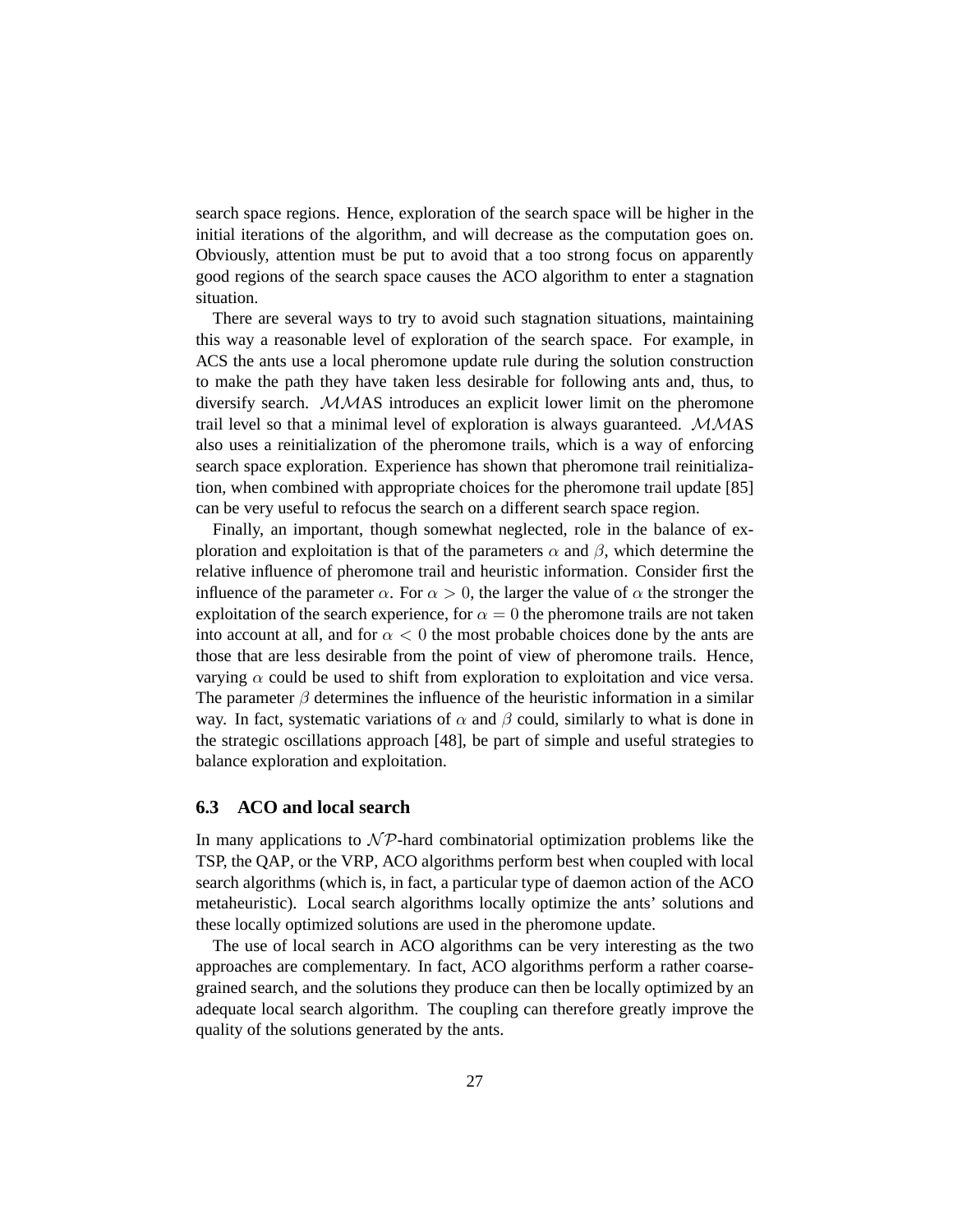search space regions. Hence, exploration of the search space will be higher in the initial iterations of the algorithm, and will decrease as the computation goes on. Obviously, attention must be put to avoid that a too strong focus on apparently good regions of the search space causes the ACO algorithm to enter a stagnation situation.

There are several ways to try to avoid such stagnation situations, maintaining this way a reasonable level of exploration of the search space. For example, in ACS the ants use a local pheromone update rule during the solution construction to make the path they have taken less desirable for following ants and, thus, to diversify search. $\mathcal{MM}$AS introduces an explicit lower limit on the pheromone trail level so that a minimal level of exploration is always guaranteed. $\mathcal{MM}$AS also uses a reinitialization of the pheromone trails, which is a way of enforcing search space exploration. Experience has shown that pheromone trail reinitialization, when combined with appropriate choices for the pheromone trail update [85] can be very useful to refocus the search on a different search space region.

Finally, an important, though somewhat neglected, role in the balance of exploration and exploitation is that of the parameters $\alpha$ and $\beta$, which determine the relative influence of pheromone trail and heuristic information. Consider first the influence of the parameter $\alpha$. For $\alpha > 0$, the larger the value of $\alpha$ the stronger the exploitation of the search experience, for $\alpha = 0$ the pheromone trails are not taken into account at all, and for $\alpha < 0$ the most probable choices done by the ants are those that are less desirable from the point of view of pheromone trails. Hence, varying $\alpha$ could be used to shift from exploration to exploitation and vice versa. The parameter $\beta$ determines the influence of the heuristic information in a similar way. In fact, systematic variations of $\alpha$ and $\beta$ could, similarly to what is done in the strategic oscillations approach [48], be part of simple and useful strategies to balance exploration and exploitation.

### 6.3 ACO and local search

In many applications to $\mathcal{NP}$-hard combinatorial optimization problems like the TSP, the QAP, or the VRP, ACO algorithms perform best when coupled with local search algorithms (which is, in fact, a particular type of daemon action of the ACO metaheuristic). Local search algorithms locally optimize the ants' solutions and these locally optimized solutions are used in the pheromone update.

The use of local search in ACO algorithms can be very interesting as the two approaches are complementary. In fact, ACO algorithms perform a rather coarse-grained search, and the solutions they produce can then be locally optimized by an adequate local search algorithm. The coupling can therefore greatly improve the quality of the solutions generated by the ants.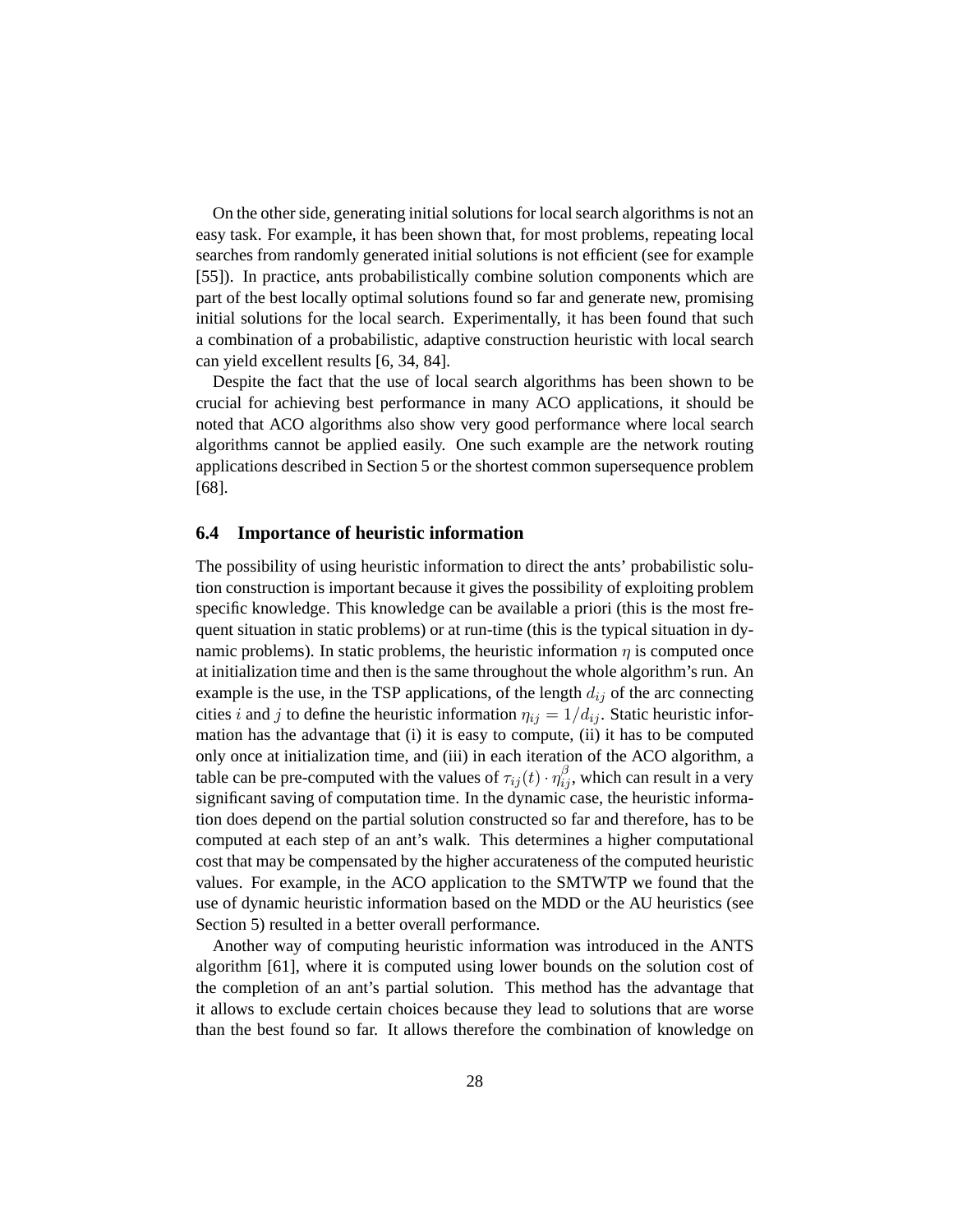On the other side, generating initial solutions for local search algorithms is not an easy task. For example, it has been shown that, for most problems, repeating local searches from randomly generated initial solutions is not efficient (see for example [55]). In practice, ants probabilistically combine solution components which are part of the best locally optimal solutions found so far and generate new, promising initial solutions for the local search. Experimentally, it has been found that such a combination of a probabilistic, adaptive construction heuristic with local search can yield excellent results [6, 34, 84].

Despite the fact that the use of local search algorithms has been shown to be crucial for achieving best performance in many ACO applications, it should be noted that ACO algorithms also show very good performance where local search algorithms cannot be applied easily. One such example are the network routing applications described in Section 5 or the shortest common supersequence problem [68].

### 6.4 Importance of heuristic information

The possibility of using heuristic information to direct the ants' probabilistic solution construction is important because it gives the possibility of exploiting problem specific knowledge. This knowledge can be available a priori (this is the most frequent situation in static problems) or at run-time (this is the typical situation in dynamic problems). In static problems, the heuristic information $\eta$ is computed once at initialization time and then is the same throughout the whole algorithm's run. An example is the use, in the TSP applications, of the length $d_{ij}$ of the arc connecting cities $i$ and $j$ to define the heuristic information $\eta_{ij} = 1/d_{ij}$. Static heuristic information has the advantage that (i) it is easy to compute, (ii) it has to be computed only once at initialization time, and (iii) in each iteration of the ACO algorithm, a table can be pre-computed with the values of $\tau_{ij}(t) \cdot \eta_{ij}^{\beta}$, which can result in a very significant saving of computation time. In the dynamic case, the heuristic information does depend on the partial solution constructed so far and therefore, has to be computed at each step of an ant's walk. This determines a higher computational cost that may be compensated by the higher accurateness of the computed heuristic values. For example, in the ACO application to the SMTWTP we found that the use of dynamic heuristic information based on the MDD or the AU heuristics (see Section 5) resulted in a better overall performance.

Another way of computing heuristic information was introduced in the ANTS algorithm [61], where it is computed using lower bounds on the solution cost of the completion of an ant's partial solution. This method has the advantage that it allows to exclude certain choices because they lead to solutions that are worse than the best found so far. It allows therefore the combination of knowledge on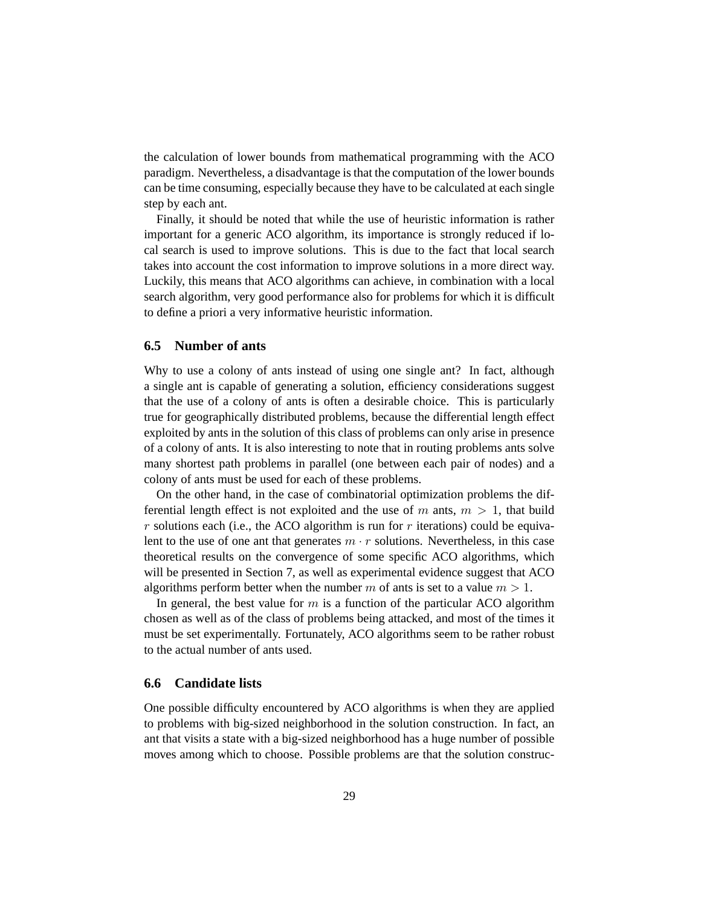the calculation of lower bounds from mathematical programming with the ACO paradigm. Nevertheless, a disadvantage is that the computation of the lower bounds can be time consuming, especially because they have to be calculated at each single step by each ant.

Finally, it should be noted that while the use of heuristic information is rather important for a generic ACO algorithm, its importance is strongly reduced if local search is used to improve solutions. This is due to the fact that local search takes into account the cost information to improve solutions in a more direct way. Luckily, this means that ACO algorithms can achieve, in combination with a local search algorithm, very good performance also for problems for which it is difficult to define a priori a very informative heuristic information.

### 6.5 Number of ants

Why to use a colony of ants instead of using one single ant? In fact, although a single ant is capable of generating a solution, efficiency considerations suggest that the use of a colony of ants is often a desirable choice. This is particularly true for geographically distributed problems, because the differential length effect exploited by ants in the solution of this class of problems can only arise in presence of a colony of ants. It is also interesting to note that in routing problems ants solve many shortest path problems in parallel (one between each pair of nodes) and a colony of ants must be used for each of these problems.

On the other hand, in the case of combinatorial optimization problems the differential length effect is not exploited and the use of $m$ ants, $m > 1$, that build $r$ solutions each (i.e., the ACO algorithm is run for $r$ iterations) could be equivalent to the use of one ant that generates $m \cdot r$ solutions. Nevertheless, in this case theoretical results on the convergence of some specific ACO algorithms, which will be presented in Section 7, as well as experimental evidence suggest that ACO algorithms perform better when the number $m$ of ants is set to a value $m > 1$.

In general, the best value for $m$ is a function of the particular ACO algorithm chosen as well as of the class of problems being attacked, and most of the times it must be set experimentally. Fortunately, ACO algorithms seem to be rather robust to the actual number of ants used.

### 6.6 Candidate lists

One possible difficulty encountered by ACO algorithms is when they are applied to problems with big-sized neighborhood in the solution construction. In fact, an ant that visits a state with a big-sized neighborhood has a huge number of possible moves among which to choose. Possible problems are that the solution construc-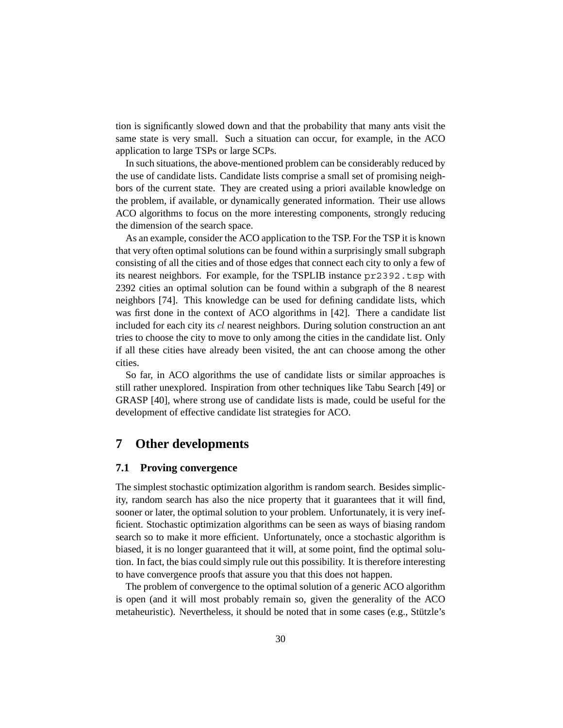tion is significantly slowed down and that the probability that many ants visit the same state is very small. Such a situation can occur, for example, in the ACO application to large TSPs or large SCPs.

In such situations, the above-mentioned problem can be considerably reduced by the use of candidate lists. Candidate lists comprise a small set of promising neighbors of the current state. They are created using a priori available knowledge on the problem, if available, or dynamically generated information. Their use allows ACO algorithms to focus on the more interesting components, strongly reducing the dimension of the search space.

As an example, consider the ACO application to the TSP. For the TSP it is known that very often optimal solutions can be found within a surprisingly small subgraph consisting of all the cities and of those edges that connect each city to only a few of its nearest neighbors. For example, for the TSPLIB instance `pr2392.tsp` with 2392 cities an optimal solution can be found within a subgraph of the 8 nearest neighbors [74]. This knowledge can be used for defining candidate lists, which was first done in the context of ACO algorithms in [42]. There a candidate list included for each city its $cl$ nearest neighbors. During solution construction an ant tries to choose the city to move to only among the cities in the candidate list. Only if all these cities have already been visited, the ant can choose among the other cities.

So far, in ACO algorithms the use of candidate lists or similar approaches is still rather unexplored. Inspiration from other techniques like Tabu Search [49] or GRASP [40], where strong use of candidate lists is made, could be useful for the development of effective candidate list strategies for ACO.

# 7 Other developments

## 7.1 Proving convergence

The simplest stochastic optimization algorithm is random search. Besides simplicity, random search has also the nice property that it guarantees that it will find, sooner or later, the optimal solution to your problem. Unfortunately, it is very inefficient. Stochastic optimization algorithms can be seen as ways of biasing random search so to make it more efficient. Unfortunately, once a stochastic algorithm is biased, it is no longer guaranteed that it will, at some point, find the optimal solution. In fact, the bias could simply rule out this possibility. It is therefore interesting to have convergence proofs that assure you that this does not happen.

The problem of convergence to the optimal solution of a generic ACO algorithm is open (and it will most probably remain so, given the generality of the ACO metaheuristic). Nevertheless, it should be noted that in some cases (e.g., Stützle's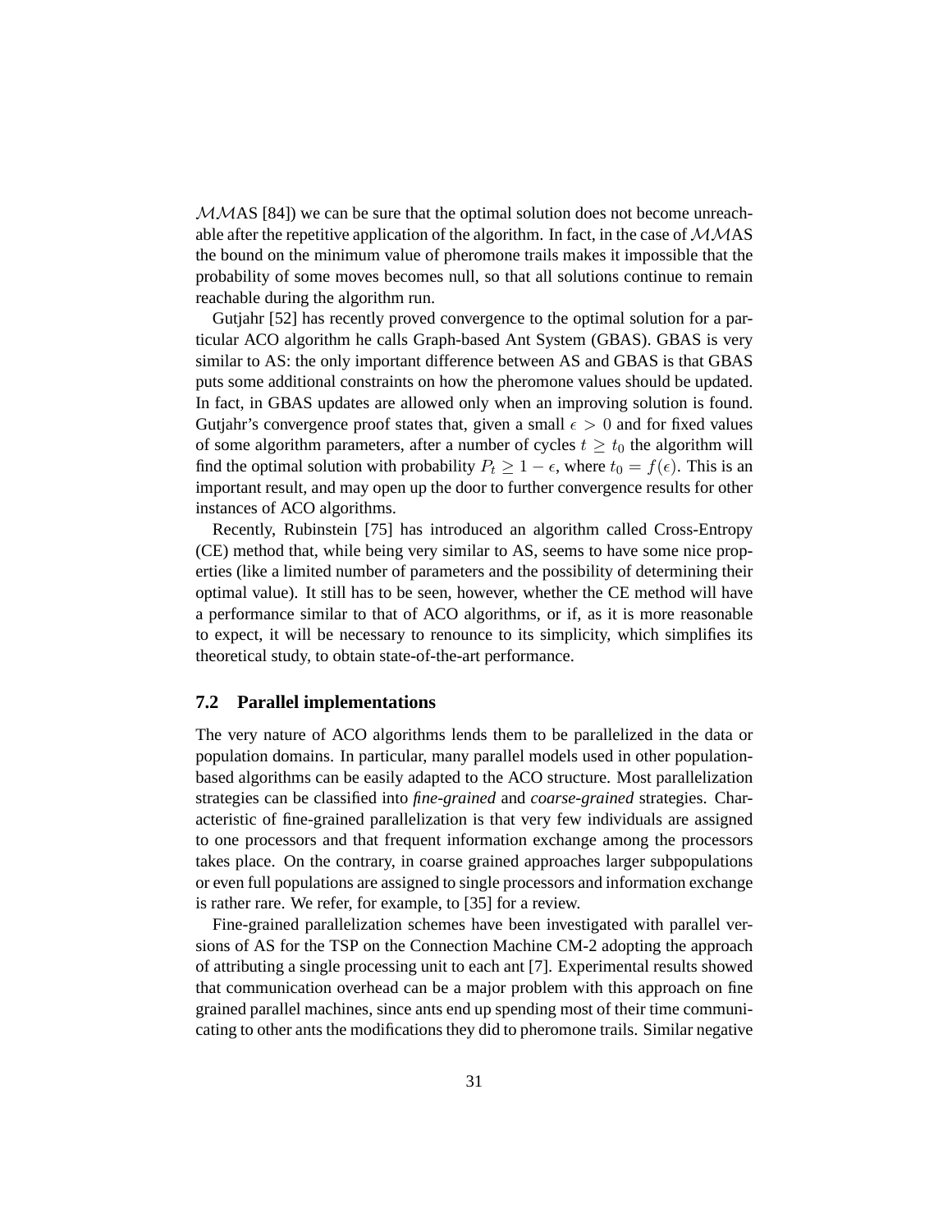$\mathcal{MM}$AS [84]) we can be sure that the optimal solution does not become unreachable after the repetitive application of the algorithm. In fact, in the case of $\mathcal{MM}$AS the bound on the minimum value of pheromone trails makes it impossible that the probability of some moves becomes null, so that all solutions continue to remain reachable during the algorithm run.

Gutjahr [52] has recently proved convergence to the optimal solution for a particular ACO algorithm he calls Graph-based Ant System (GBAS). GBAS is very similar to AS: the only important difference between AS and GBAS is that GBAS puts some additional constraints on how the pheromone values should be updated. In fact, in GBAS updates are allowed only when an improving solution is found. Gutjahr's convergence proof states that, given a small $\epsilon > 0$ and for fixed values of some algorithm parameters, after a number of cycles $t \geq t_0$ the algorithm will find the optimal solution with probability $P_t \geq 1 - \epsilon$, where $t_0 = f(\epsilon)$. This is an important result, and may open up the door to further convergence results for other instances of ACO algorithms.

Recently, Rubinstein [75] has introduced an algorithm called Cross-Entropy (CE) method that, while being very similar to AS, seems to have some nice properties (like a limited number of parameters and the possibility of determining their optimal value). It still has to be seen, however, whether the CE method will have a performance similar to that of ACO algorithms, or if, as it is more reasonable to expect, it will be necessary to renounce to its simplicity, which simplifies its theoretical study, to obtain state-of-the-art performance.

## 7.2 Parallel implementations

The very nature of ACO algorithms lends them to be parallelized in the data or population domains. In particular, many parallel models used in other population-based algorithms can be easily adapted to the ACO structure. Most parallelization strategies can be classified into *fine-grained* and *coarse-grained* strategies. Characteristic of fine-grained parallelization is that very few individuals are assigned to one processors and that frequent information exchange among the processors takes place. On the contrary, in coarse grained approaches larger subpopulations or even full populations are assigned to single processors and information exchange is rather rare. We refer, for example, to [35] for a review.

Fine-grained parallelization schemes have been investigated with parallel versions of AS for the TSP on the Connection Machine CM-2 adopting the approach of attributing a single processing unit to each ant [7]. Experimental results showed that communication overhead can be a major problem with this approach on fine grained parallel machines, since ants end up spending most of their time communicating to other ants the modifications they did to pheromone trails. Similar negative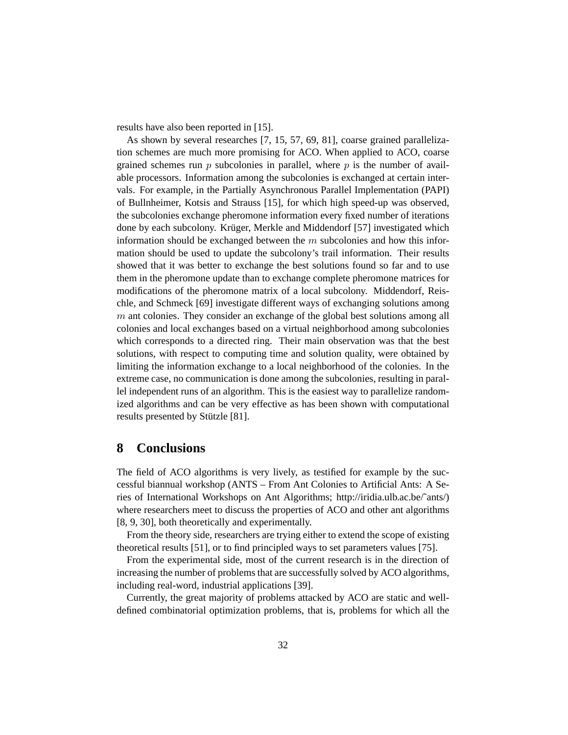results have also been reported in [15].

As shown by several researches [7, 15, 57, 69, 81], coarse grained parallelization schemes are much more promising for ACO. When applied to ACO, coarse grained schemes run $p$ subcolonies in parallel, where $p$ is the number of available processors. Information among the subcolonies is exchanged at certain intervals. For example, in the Partially Asynchronous Parallel Implementation (PAPI) of Bullnheimer, Kotsis and Strauss [15], for which high speed-up was observed, the subcolonies exchange pheromone information every fixed number of iterations done by each subcolony. Krüger, Merkle and Middendorf [57] investigated which information should be exchanged between the $m$ subcolonies and how this information should be used to update the subcolony's trail information. Their results showed that it was better to exchange the best solutions found so far and to use them in the pheromone update than to exchange complete pheromone matrices for modifications of the pheromone matrix of a local subcolony. Middendorf, Reischle, and Schmeck [69] investigate different ways of exchanging solutions among $m$ ant colonies. They consider an exchange of the global best solutions among all colonies and local exchanges based on a virtual neighborhood among subcolonies which corresponds to a directed ring. Their main observation was that the best solutions, with respect to computing time and solution quality, were obtained by limiting the information exchange to a local neighborhood of the colonies. In the extreme case, no communication is done among the subcolonies, resulting in parallel independent runs of an algorithm. This is the easiest way to parallelize randomized algorithms and can be very effective as has been shown with computational results presented by Stützle [81].

# 8 Conclusions

The field of ACO algorithms is very lively, as testified for example by the successful biannual workshop (ANTS – From Ant Colonies to Artificial Ants: A Series of International Workshops on Ant Algorithms; http://iridia.ulb.ac.be/~ants/) where researchers meet to discuss the properties of ACO and other ant algorithms [8, 9, 30], both theoretically and experimentally.

From the theory side, researchers are trying either to extend the scope of existing theoretical results [51], or to find principled ways to set parameters values [75].

From the experimental side, most of the current research is in the direction of increasing the number of problems that are successfully solved by ACO algorithms, including real-word, industrial applications [39].

Currently, the great majority of problems attacked by ACO are static and well-defined combinatorial optimization problems, that is, problems for which all the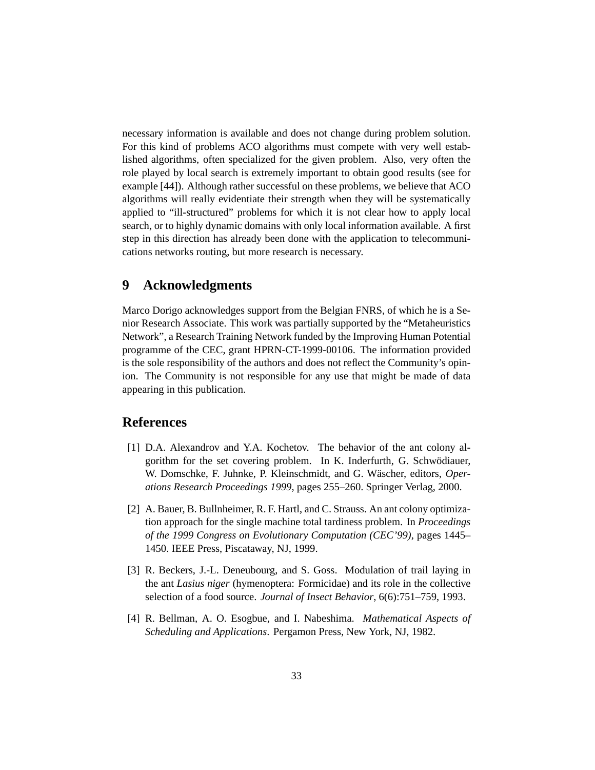necessary information is available and does not change during problem solution. For this kind of problems ACO algorithms must compete with very well established algorithms, often specialized for the given problem. Also, very often the role played by local search is extremely important to obtain good results (see for example [44]). Although rather successful on these problems, we believe that ACO algorithms will really evidentiate their strength when they will be systematically applied to "ill-structured" problems for which it is not clear how to apply local search, or to highly dynamic domains with only local information available. A first step in this direction has already been done with the application to telecommunications networks routing, but more research is necessary.

## 9 Acknowledgments

Marco Dorigo acknowledges support from the Belgian FNRS, of which he is a Senior Research Associate. This work was partially supported by the "Metaheuristics Network", a Research Training Network funded by the Improving Human Potential programme of the CEC, grant HPRN-CT-1999-00106. The information provided is the sole responsibility of the authors and does not reflect the Community's opinion. The Community is not responsible for any use that might be made of data appearing in this publication.

## References

[1] D.A. Alexandrov and Y.A. Kochetov. The behavior of the ant colony algorithm for the set covering problem. In K. Inderfurth, G. Schwödiauer, W. Domschke, F. Juhnke, P. Kleinschmidt, and G. Wäscher, editors, *Operations Research Proceedings 1999*, pages 255–260. Springer Verlag, 2000.

[2] A. Bauer, B. Bullnheimer, R. F. Hartl, and C. Strauss. An ant colony optimization approach for the single machine total tardiness problem. In *Proceedings of the 1999 Congress on Evolutionary Computation (CEC'99)*, pages 1445–1450. IEEE Press, Piscataway, NJ, 1999.

[3] R. Beckers, J.-L. Deneubourg, and S. Goss. Modulation of trail laying in the ant *Lasius niger* (hymenoptera: Formicidae) and its role in the collective selection of a food source. *Journal of Insect Behavior*, 6(6):751–759, 1993.

[4] R. Bellman, A. O. Esogbue, and I. Nabeshima. *Mathematical Aspects of Scheduling and Applications*. Pergamon Press, New York, NJ, 1982.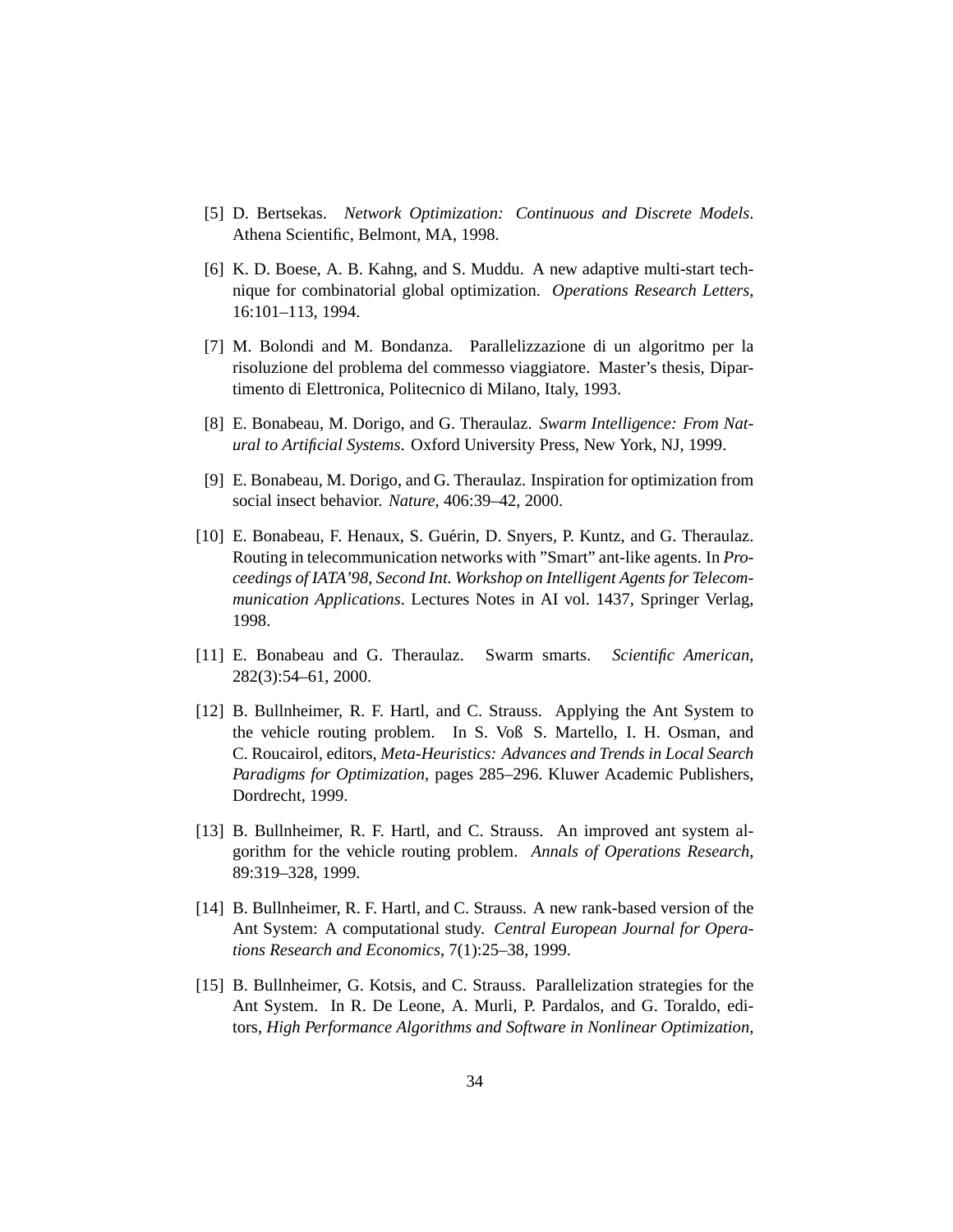[5] D. Bertsekas. *Network Optimization: Continuous and Discrete Models*. Athena Scientific, Belmont, MA, 1998.

[6] K. D. Boese, A. B. Kahng, and S. Muddu. A new adaptive multi-start technique for combinatorial global optimization. *Operations Research Letters*, 16:101–113, 1994.

[7] M. Bolondi and M. Bondanza. Parallelizzazione di un algoritmo per la risoluzione del problema del commesso viaggiatore. Master's thesis, Dipartimento di Elettronica, Politecnico di Milano, Italy, 1993.

[8] E. Bonabeau, M. Dorigo, and G. Theraulaz. *Swarm Intelligence: From Natural to Artificial Systems*. Oxford University Press, New York, NJ, 1999.

[9] E. Bonabeau, M. Dorigo, and G. Theraulaz. Inspiration for optimization from social insect behavior. *Nature*, 406:39–42, 2000.

[10] E. Bonabeau, F. Henaux, S. Guérin, D. Snyers, P. Kuntz, and G. Theraulaz. Routing in telecommunication networks with "Smart" ant-like agents. In *Proceedings of IATA'98, Second Int. Workshop on Intelligent Agents for Telecommunication Applications*. Lectures Notes in AI vol. 1437, Springer Verlag, 1998.

[11] E. Bonabeau and G. Theraulaz. Swarm smarts. *Scientific American*, 282(3):54–61, 2000.

[12] B. Bullnheimer, R. F. Hartl, and C. Strauss. Applying the Ant System to the vehicle routing problem. In S. Voß S. Martello, I. H. Osman, and C. Roucairol, editors, *Meta-Heuristics: Advances and Trends in Local Search Paradigms for Optimization*, pages 285–296. Kluwer Academic Publishers, Dordrecht, 1999.

[13] B. Bullnheimer, R. F. Hartl, and C. Strauss. An improved ant system algorithm for the vehicle routing problem. *Annals of Operations Research*, 89:319–328, 1999.

[14] B. Bullnheimer, R. F. Hartl, and C. Strauss. A new rank-based version of the Ant System: A computational study. *Central European Journal for Operations Research and Economics*, 7(1):25–38, 1999.

[15] B. Bullnheimer, G. Kotsis, and C. Strauss. Parallelization strategies for the Ant System. In R. De Leone, A. Murli, P. Pardalos, and G. Toraldo, editors, *High Performance Algorithms and Software in Nonlinear Optimization*,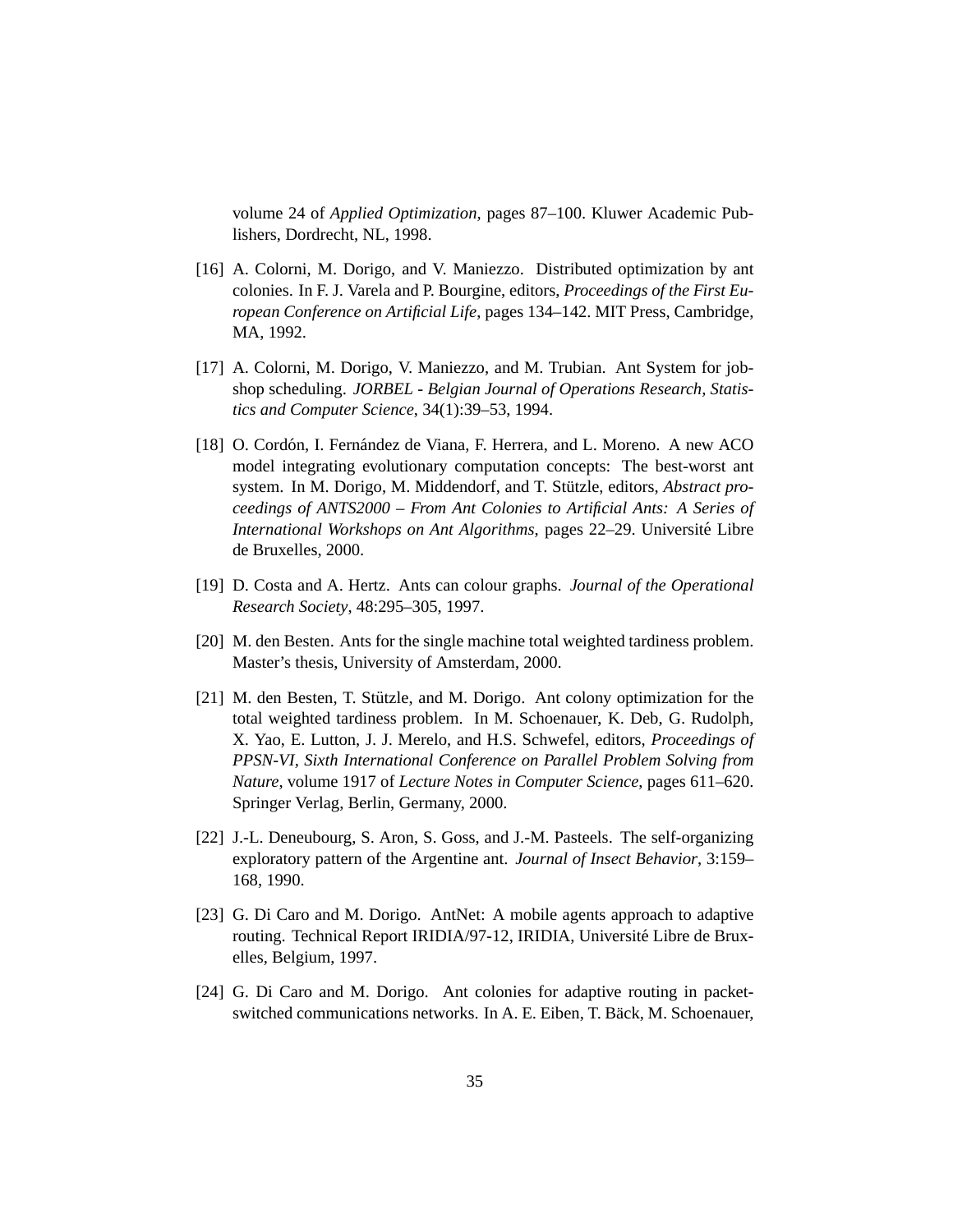volume 24 of *Applied Optimization*, pages 87–100. Kluwer Academic Publishers, Dordrecht, NL, 1998.

[16] A. Colorni, M. Dorigo, and V. Maniezzo. Distributed optimization by ant colonies. In F. J. Varela and P. Bourgine, editors, *Proceedings of the First European Conference on Artificial Life*, pages 134–142. MIT Press, Cambridge, MA, 1992.

[17] A. Colorni, M. Dorigo, V. Maniezzo, and M. Trubian. Ant System for job-shop scheduling. *JORBEL - Belgian Journal of Operations Research, Statistics and Computer Science*, 34(1):39–53, 1994.

[18] O. Cordón, I. Fernández de Viana, F. Herrera, and L. Moreno. A new ACO model integrating evolutionary computation concepts: The best-worst ant system. In M. Dorigo, M. Middendorf, and T. Stützle, editors, *Abstract proceedings of ANTS2000 – From Ant Colonies to Artificial Ants: A Series of International Workshops on Ant Algorithms*, pages 22–29. Université Libre de Bruxelles, 2000.

[19] D. Costa and A. Hertz. Ants can colour graphs. *Journal of the Operational Research Society*, 48:295–305, 1997.

[20] M. den Besten. Ants for the single machine total weighted tardiness problem. Master's thesis, University of Amsterdam, 2000.

[21] M. den Besten, T. Stützle, and M. Dorigo. Ant colony optimization for the total weighted tardiness problem. In M. Schoenauer, K. Deb, G. Rudolph, X. Yao, E. Lutton, J. J. Merelo, and H.S. Schwefel, editors, *Proceedings of PPSN-VI, Sixth International Conference on Parallel Problem Solving from Nature*, volume 1917 of *Lecture Notes in Computer Science*, pages 611–620. Springer Verlag, Berlin, Germany, 2000.

[22] J.-L. Deneubourg, S. Aron, S. Goss, and J.-M. Pasteels. The self-organizing exploratory pattern of the Argentine ant. *Journal of Insect Behavior*, 3:159–168, 1990.

[23] G. Di Caro and M. Dorigo. AntNet: A mobile agents approach to adaptive routing. Technical Report IRIDIA/97-12, IRIDIA, Université Libre de Bruxelles, Belgium, 1997.

[24] G. Di Caro and M. Dorigo. Ant colonies for adaptive routing in packet-switched communications networks. In A. E. Eiben, T. Bäck, M. Schoenauer,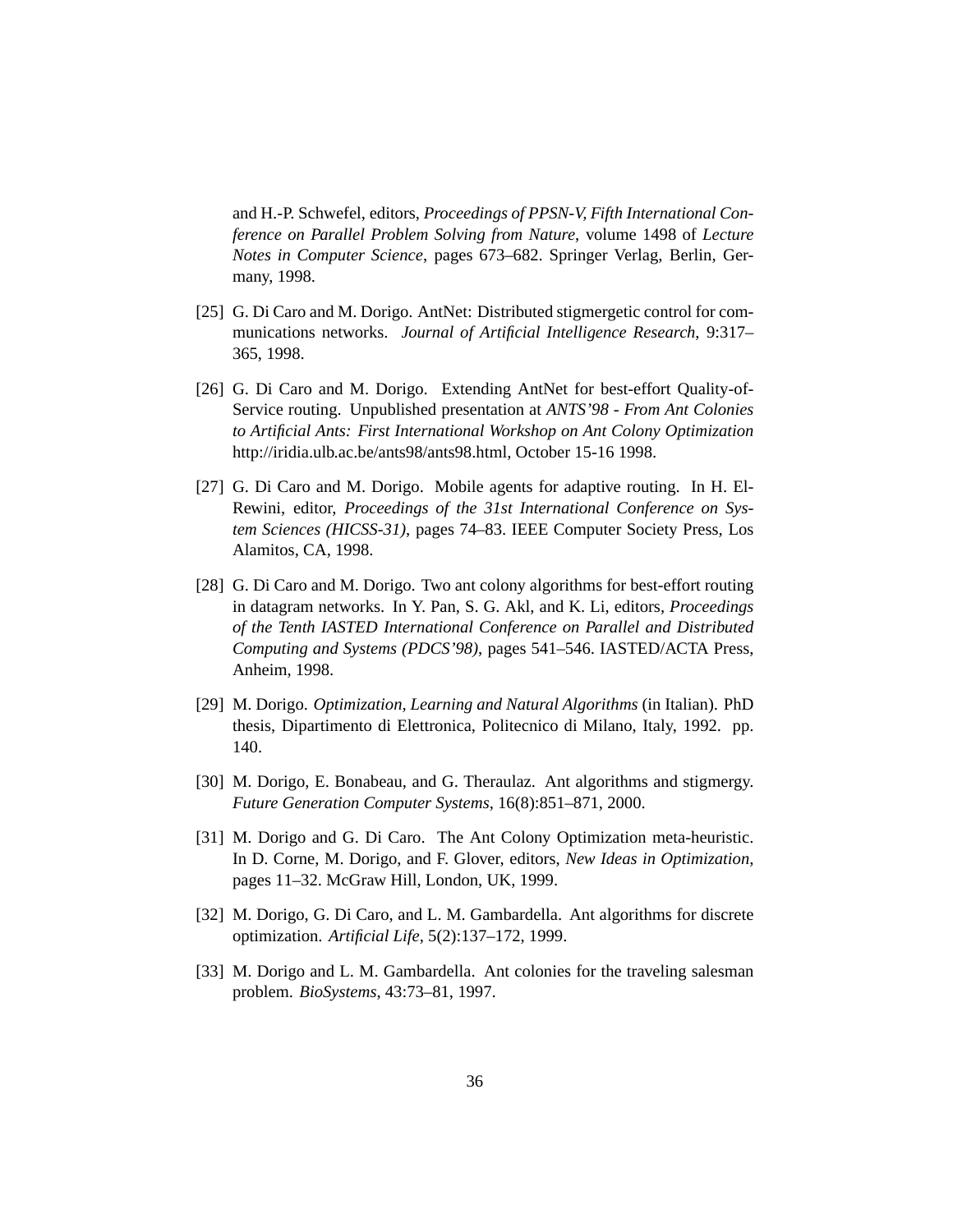and H.-P. Schwefel, editors, *Proceedings of PPSN-V, Fifth International Conference on Parallel Problem Solving from Nature*, volume 1498 of *Lecture Notes in Computer Science*, pages 673–682. Springer Verlag, Berlin, Germany, 1998.

[25] G. Di Caro and M. Dorigo. AntNet: Distributed stigmergetic control for communications networks. *Journal of Artificial Intelligence Research*, 9:317–365, 1998.

[26] G. Di Caro and M. Dorigo. Extending AntNet for best-effort Quality-of-Service routing. Unpublished presentation at *ANTS'98 - From Ant Colonies to Artificial Ants: First International Workshop on Ant Colony Optimization* http://iridia.ulb.ac.be/ants98/ants98.html, October 15-16 1998.

[27] G. Di Caro and M. Dorigo. Mobile agents for adaptive routing. In H. El-Rewini, editor, *Proceedings of the 31st International Conference on System Sciences (HICSS-31)*, pages 74–83. IEEE Computer Society Press, Los Alamitos, CA, 1998.

[28] G. Di Caro and M. Dorigo. Two ant colony algorithms for best-effort routing in datagram networks. In Y. Pan, S. G. Akl, and K. Li, editors, *Proceedings of the Tenth IASTED International Conference on Parallel and Distributed Computing and Systems (PDCS'98)*, pages 541–546. IASTED/ACTA Press, Anheim, 1998.

[29] M. Dorigo. *Optimization, Learning and Natural Algorithms* (in Italian). PhD thesis, Dipartimento di Elettronica, Politecnico di Milano, Italy, 1992. pp. 140.

[30] M. Dorigo, E. Bonabeau, and G. Theraulaz. Ant algorithms and stigmergy. *Future Generation Computer Systems*, 16(8):851–871, 2000.

[31] M. Dorigo and G. Di Caro. The Ant Colony Optimization meta-heuristic. In D. Corne, M. Dorigo, and F. Glover, editors, *New Ideas in Optimization*, pages 11–32. McGraw Hill, London, UK, 1999.

[32] M. Dorigo, G. Di Caro, and L. M. Gambardella. Ant algorithms for discrete optimization. *Artificial Life*, 5(2):137–172, 1999.

[33] M. Dorigo and L. M. Gambardella. Ant colonies for the traveling salesman problem. *BioSystems*, 43:73–81, 1997.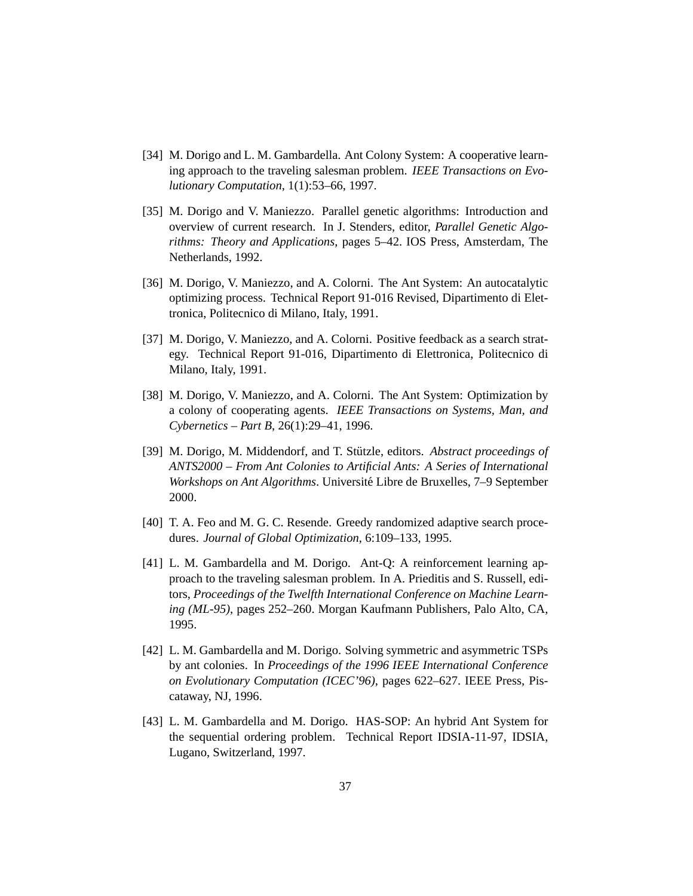[34] M. Dorigo and L. M. Gambardella. Ant Colony System: A cooperative learning approach to the traveling salesman problem. *IEEE Transactions on Evolutionary Computation*, 1(1):53–66, 1997.

[35] M. Dorigo and V. Maniezzo. Parallel genetic algorithms: Introduction and overview of current research. In J. Stenders, editor, *Parallel Genetic Algorithms: Theory and Applications*, pages 5–42. IOS Press, Amsterdam, The Netherlands, 1992.

[36] M. Dorigo, V. Maniezzo, and A. Colorni. The Ant System: An autocatalytic optimizing process. Technical Report 91-016 Revised, Dipartimento di Elettronica, Politecnico di Milano, Italy, 1991.

[37] M. Dorigo, V. Maniezzo, and A. Colorni. Positive feedback as a search strategy. Technical Report 91-016, Dipartimento di Elettronica, Politecnico di Milano, Italy, 1991.

[38] M. Dorigo, V. Maniezzo, and A. Colorni. The Ant System: Optimization by a colony of cooperating agents. *IEEE Transactions on Systems, Man, and Cybernetics – Part B*, 26(1):29–41, 1996.

[39] M. Dorigo, M. Middendorf, and T. Stützle, editors. *Abstract proceedings of ANTS2000 – From Ant Colonies to Artificial Ants: A Series of International Workshops on Ant Algorithms*. Université Libre de Bruxelles, 7–9 September 2000.

[40] T. A. Feo and M. G. C. Resende. Greedy randomized adaptive search procedures. *Journal of Global Optimization*, 6:109–133, 1995.

[41] L. M. Gambardella and M. Dorigo. Ant-Q: A reinforcement learning approach to the traveling salesman problem. In A. Prieditis and S. Russell, editors, *Proceedings of the Twelfth International Conference on Machine Learning (ML-95)*, pages 252–260. Morgan Kaufmann Publishers, Palo Alto, CA, 1995.

[42] L. M. Gambardella and M. Dorigo. Solving symmetric and asymmetric TSPs by ant colonies. In *Proceedings of the 1996 IEEE International Conference on Evolutionary Computation (ICEC'96)*, pages 622–627. IEEE Press, Piscataway, NJ, 1996.

[43] L. M. Gambardella and M. Dorigo. HAS-SOP: An hybrid Ant System for the sequential ordering problem. Technical Report IDSIA-11-97, IDSIA, Lugano, Switzerland, 1997.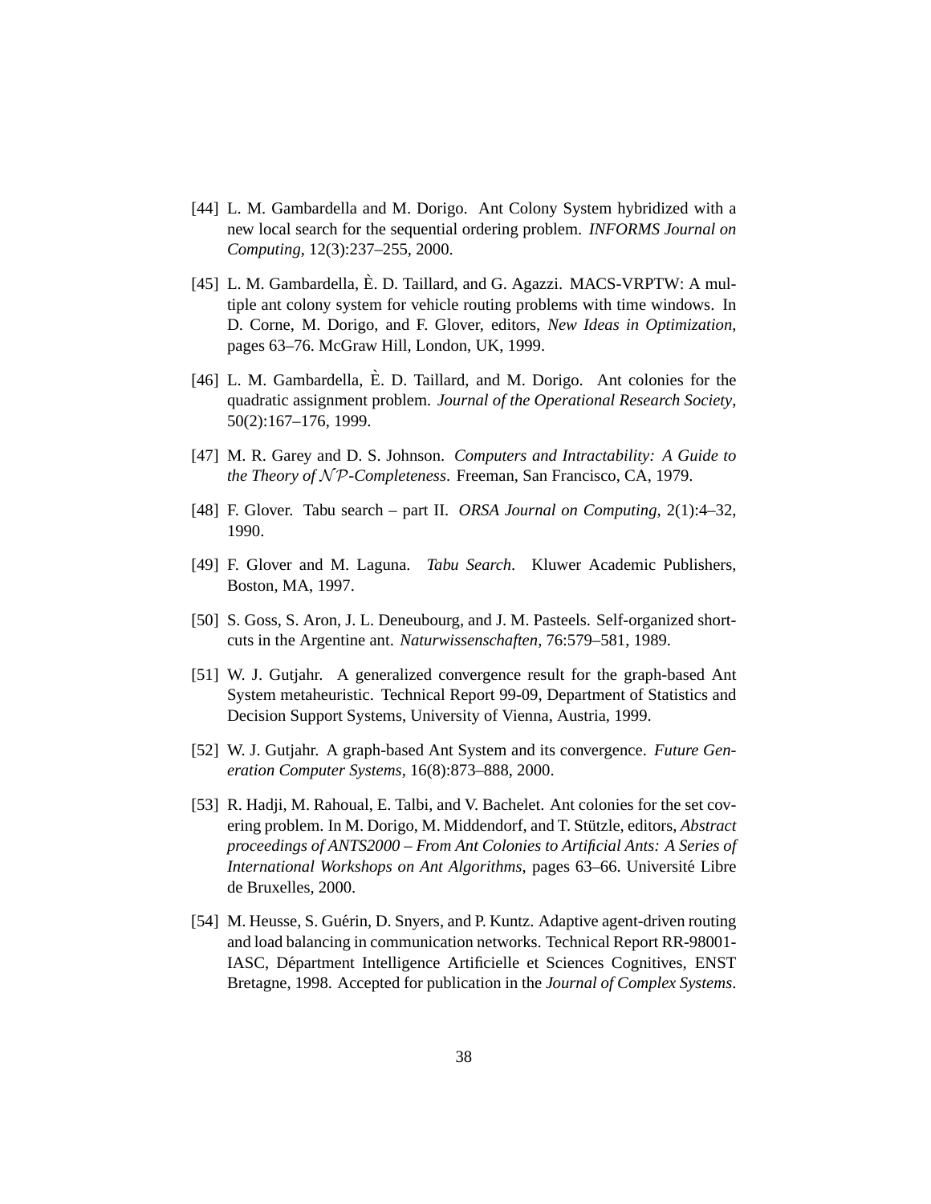[44] L. M. Gambardella and M. Dorigo. Ant Colony System hybridized with a new local search for the sequential ordering problem. *INFORMS Journal on Computing*, 12(3):237–255, 2000.

[45] L. M. Gambardella, È. D. Taillard, and G. Agazzi. MACS-VRPTW: A multiple ant colony system for vehicle routing problems with time windows. In D. Corne, M. Dorigo, and F. Glover, editors, *New Ideas in Optimization*, pages 63–76. McGraw Hill, London, UK, 1999.

[46] L. M. Gambardella, È. D. Taillard, and M. Dorigo. Ant colonies for the quadratic assignment problem. *Journal of the Operational Research Society*, 50(2):167–176, 1999.

[47] M. R. Garey and D. S. Johnson. *Computers and Intractability: A Guide to the Theory of $\mathcal{NP}$-Completeness*. Freeman, San Francisco, CA, 1979.

[48] F. Glover. Tabu search – part II. *ORSA Journal on Computing*, 2(1):4–32, 1990.

[49] F. Glover and M. Laguna. *Tabu Search*. Kluwer Academic Publishers, Boston, MA, 1997.

[50] S. Goss, S. Aron, J. L. Deneubourg, and J. M. Pasteels. Self-organized shortcuts in the Argentine ant. *Naturwissenschaften*, 76:579–581, 1989.

[51] W. J. Gutjahr. A generalized convergence result for the graph-based Ant System metaheuristic. Technical Report 99-09, Department of Statistics and Decision Support Systems, University of Vienna, Austria, 1999.

[52] W. J. Gutjahr. A graph-based Ant System and its convergence. *Future Generation Computer Systems*, 16(8):873–888, 2000.

[53] R. Hadji, M. Rahoual, E. Talbi, and V. Bachelet. Ant colonies for the set covering problem. In M. Dorigo, M. Middendorf, and T. Stützle, editors, *Abstract proceedings of ANTS2000 – From Ant Colonies to Artificial Ants: A Series of International Workshops on Ant Algorithms*, pages 63–66. Université Libre de Bruxelles, 2000.

[54] M. Heusse, S. Guérin, D. Snyers, and P. Kuntz. Adaptive agent-driven routing and load balancing in communication networks. Technical Report RR-98001-IASC, Départment Intelligence Artificielle et Sciences Cognitives, ENST Bretagne, 1998. Accepted for publication in the *Journal of Complex Systems*.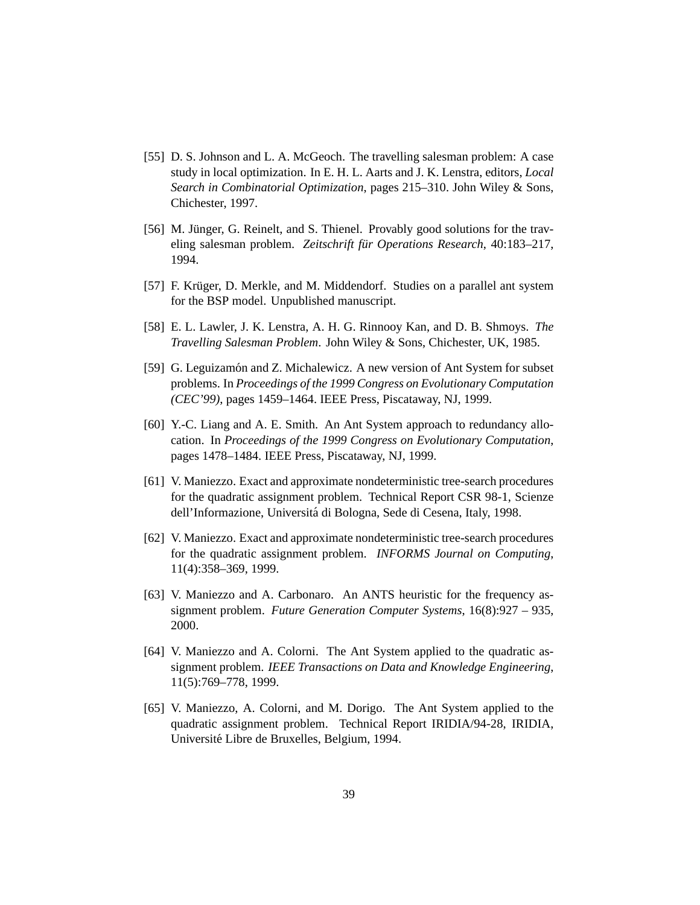[55] D. S. Johnson and L. A. McGeoch. The travelling salesman problem: A case study in local optimization. In E. H. L. Aarts and J. K. Lenstra, editors, *Local Search in Combinatorial Optimization*, pages 215–310. John Wiley & Sons, Chichester, 1997.

[56] M. Jünger, G. Reinelt, and S. Thienel. Provably good solutions for the traveling salesman problem. *Zeitschrift für Operations Research*, 40:183–217, 1994.

[57] F. Krüger, D. Merkle, and M. Middendorf. Studies on a parallel ant system for the BSP model. Unpublished manuscript.

[58] E. L. Lawler, J. K. Lenstra, A. H. G. Rinnooy Kan, and D. B. Shmoys. *The Travelling Salesman Problem*. John Wiley & Sons, Chichester, UK, 1985.

[59] G. Leguizamón and Z. Michalewicz. A new version of Ant System for subset problems. In *Proceedings of the 1999 Congress on Evolutionary Computation (CEC'99)*, pages 1459–1464. IEEE Press, Piscataway, NJ, 1999.

[60] Y.-C. Liang and A. E. Smith. An Ant System approach to redundancy allocation. In *Proceedings of the 1999 Congress on Evolutionary Computation*, pages 1478–1484. IEEE Press, Piscataway, NJ, 1999.

[61] V. Maniezzo. Exact and approximate nondeterministic tree-search procedures for the quadratic assignment problem. Technical Report CSR 98-1, Scienze dell'Informazione, Universitá di Bologna, Sede di Cesena, Italy, 1998.

[62] V. Maniezzo. Exact and approximate nondeterministic tree-search procedures for the quadratic assignment problem. *INFORMS Journal on Computing*, 11(4):358–369, 1999.

[63] V. Maniezzo and A. Carbonaro. An ANTS heuristic for the frequency assignment problem. *Future Generation Computer Systems*, 16(8):927 – 935, 2000.

[64] V. Maniezzo and A. Colorni. The Ant System applied to the quadratic assignment problem. *IEEE Transactions on Data and Knowledge Engineering*, 11(5):769–778, 1999.

[65] V. Maniezzo, A. Colorni, and M. Dorigo. The Ant System applied to the quadratic assignment problem. Technical Report IRIDIA/94-28, IRIDIA, Université Libre de Bruxelles, Belgium, 1994.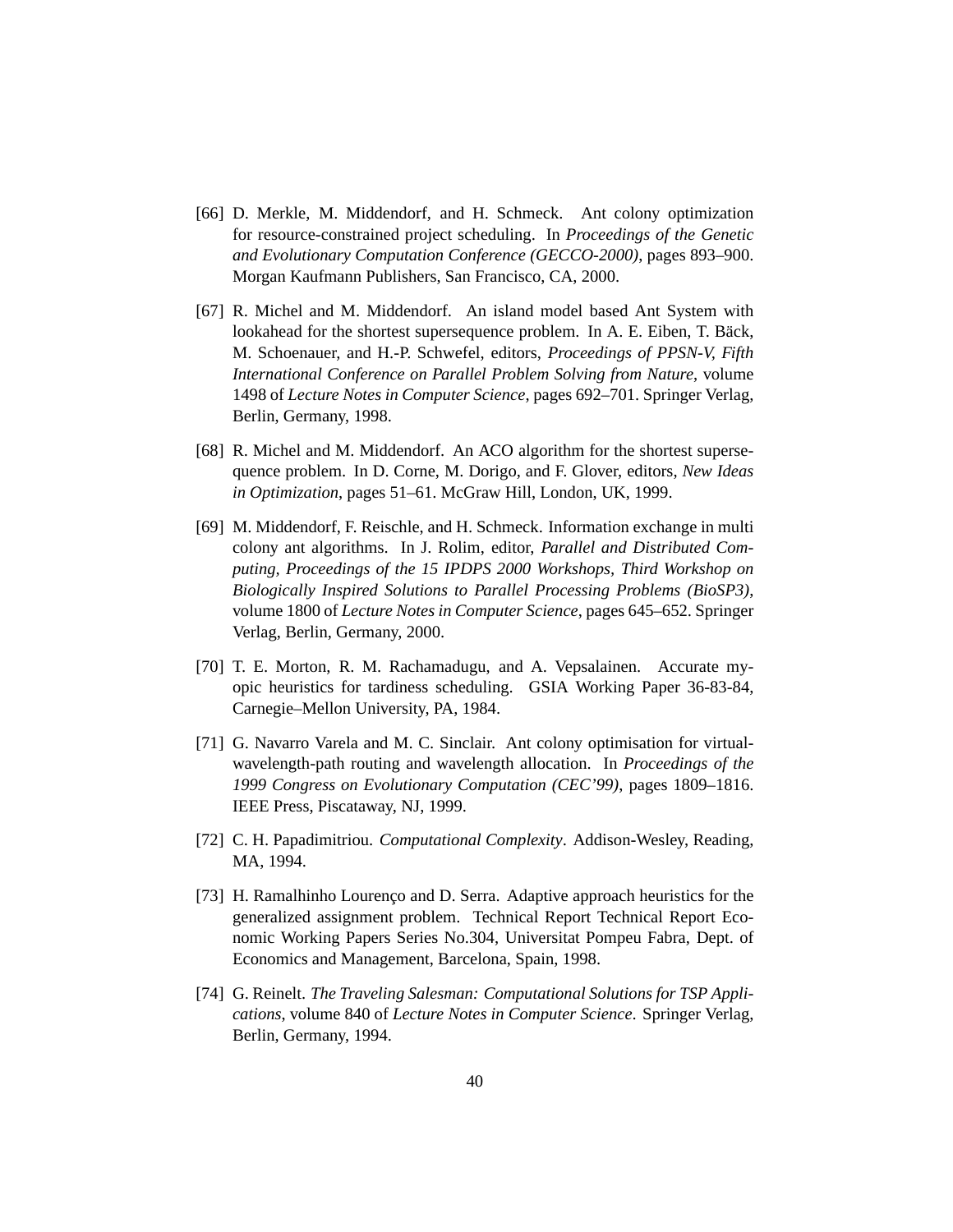[66] D. Merkle, M. Middendorf, and H. Schmeck. Ant colony optimization for resource-constrained project scheduling. In *Proceedings of the Genetic and Evolutionary Computation Conference (GECCO-2000)*, pages 893–900. Morgan Kaufmann Publishers, San Francisco, CA, 2000.

[67] R. Michel and M. Middendorf. An island model based Ant System with lookahead for the shortest supersequence problem. In A. E. Eiben, T. Bäck, M. Schoenauer, and H.-P. Schwefel, editors, *Proceedings of PPSN-V, Fifth International Conference on Parallel Problem Solving from Nature*, volume 1498 of *Lecture Notes in Computer Science*, pages 692–701. Springer Verlag, Berlin, Germany, 1998.

[68] R. Michel and M. Middendorf. An ACO algorithm for the shortest supersequence problem. In D. Corne, M. Dorigo, and F. Glover, editors, *New Ideas in Optimization*, pages 51–61. McGraw Hill, London, UK, 1999.

[69] M. Middendorf, F. Reischle, and H. Schmeck. Information exchange in multi colony ant algorithms. In J. Rolim, editor, *Parallel and Distributed Computing, Proceedings of the 15 IPDPS 2000 Workshops, Third Workshop on Biologically Inspired Solutions to Parallel Processing Problems (BioSP3)*, volume 1800 of *Lecture Notes in Computer Science*, pages 645–652. Springer Verlag, Berlin, Germany, 2000.

[70] T. E. Morton, R. M. Rachamadugu, and A. Vepsalainen. Accurate myopic heuristics for tardiness scheduling. GSIA Working Paper 36-83-84, Carnegie–Mellon University, PA, 1984.

[71] G. Navarro Varela and M. C. Sinclair. Ant colony optimisation for virtual-wavelength-path routing and wavelength allocation. In *Proceedings of the 1999 Congress on Evolutionary Computation (CEC'99)*, pages 1809–1816. IEEE Press, Piscataway, NJ, 1999.

[72] C. H. Papadimitriou. *Computational Complexity*. Addison-Wesley, Reading, MA, 1994.

[73] H. Ramalhinho Lourenço and D. Serra. Adaptive approach heuristics for the generalized assignment problem. Technical Report Technical Report Economic Working Papers Series No.304, Universitat Pompeu Fabra, Dept. of Economics and Management, Barcelona, Spain, 1998.

[74] G. Reinelt. *The Traveling Salesman: Computational Solutions for TSP Applications*, volume 840 of *Lecture Notes in Computer Science*. Springer Verlag, Berlin, Germany, 1994.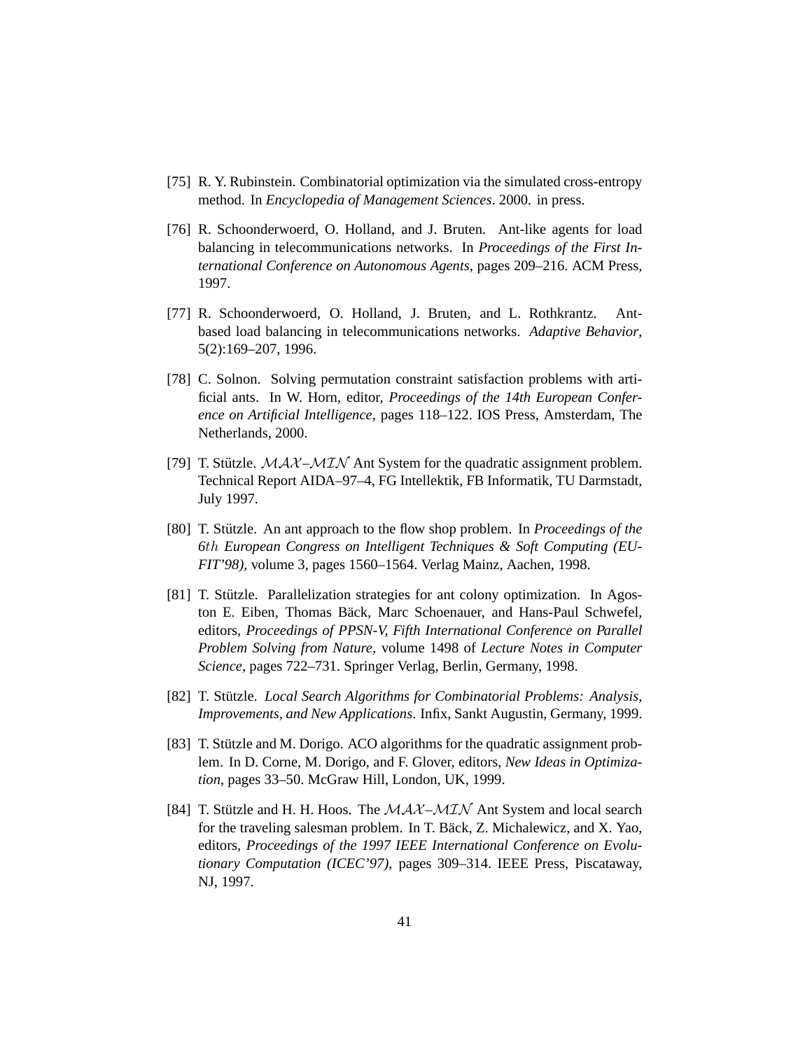[75] R. Y. Rubinstein. Combinatorial optimization via the simulated cross-entropy method. In *Encyclopedia of Management Sciences*. 2000. in press.

[76] R. Schoonderwoerd, O. Holland, and J. Bruten. Ant-like agents for load balancing in telecommunications networks. In *Proceedings of the First International Conference on Autonomous Agents*, pages 209–216. ACM Press, 1997.

[77] R. Schoonderwoerd, O. Holland, J. Bruten, and L. Rothkrantz. Ant-based load balancing in telecommunications networks. *Adaptive Behavior*, 5(2):169–207, 1996.

[78] C. Solnon. Solving permutation constraint satisfaction problems with artificial ants. In W. Horn, editor, *Proceedings of the 14th European Conference on Artificial Intelligence*, pages 118–122. IOS Press, Amsterdam, The Netherlands, 2000.

[79] T. Stützle. $\mathcal{MAX}$–$\mathcal{MIN}$ Ant System for the quadratic assignment problem. Technical Report AIDA–97–4, FG Intellektik, FB Informatik, TU Darmstadt, July 1997.

[80] T. Stützle. An ant approach to the flow shop problem. In *Proceedings of the 6th European Congress on Intelligent Techniques & Soft Computing (EUFIT'98)*, volume 3, pages 1560–1564. Verlag Mainz, Aachen, 1998.

[81] T. Stützle. Parallelization strategies for ant colony optimization. In Agoston E. Eiben, Thomas Bäck, Marc Schoenauer, and Hans-Paul Schwefel, editors, *Proceedings of PPSN-V, Fifth International Conference on Parallel Problem Solving from Nature*, volume 1498 of *Lecture Notes in Computer Science*, pages 722–731. Springer Verlag, Berlin, Germany, 1998.

[82] T. Stützle. *Local Search Algorithms for Combinatorial Problems: Analysis, Improvements, and New Applications*. Infix, Sankt Augustin, Germany, 1999.

[83] T. Stützle and M. Dorigo. ACO algorithms for the quadratic assignment problem. In D. Corne, M. Dorigo, and F. Glover, editors, *New Ideas in Optimization*, pages 33–50. McGraw Hill, London, UK, 1999.

[84] T. Stützle and H. H. Hoos. The $\mathcal{MAX}$–$\mathcal{MIN}$ Ant System and local search for the traveling salesman problem. In T. Bäck, Z. Michalewicz, and X. Yao, editors, *Proceedings of the 1997 IEEE International Conference on Evolutionary Computation (ICEC'97)*, pages 309–314. IEEE Press, Piscataway, NJ, 1997.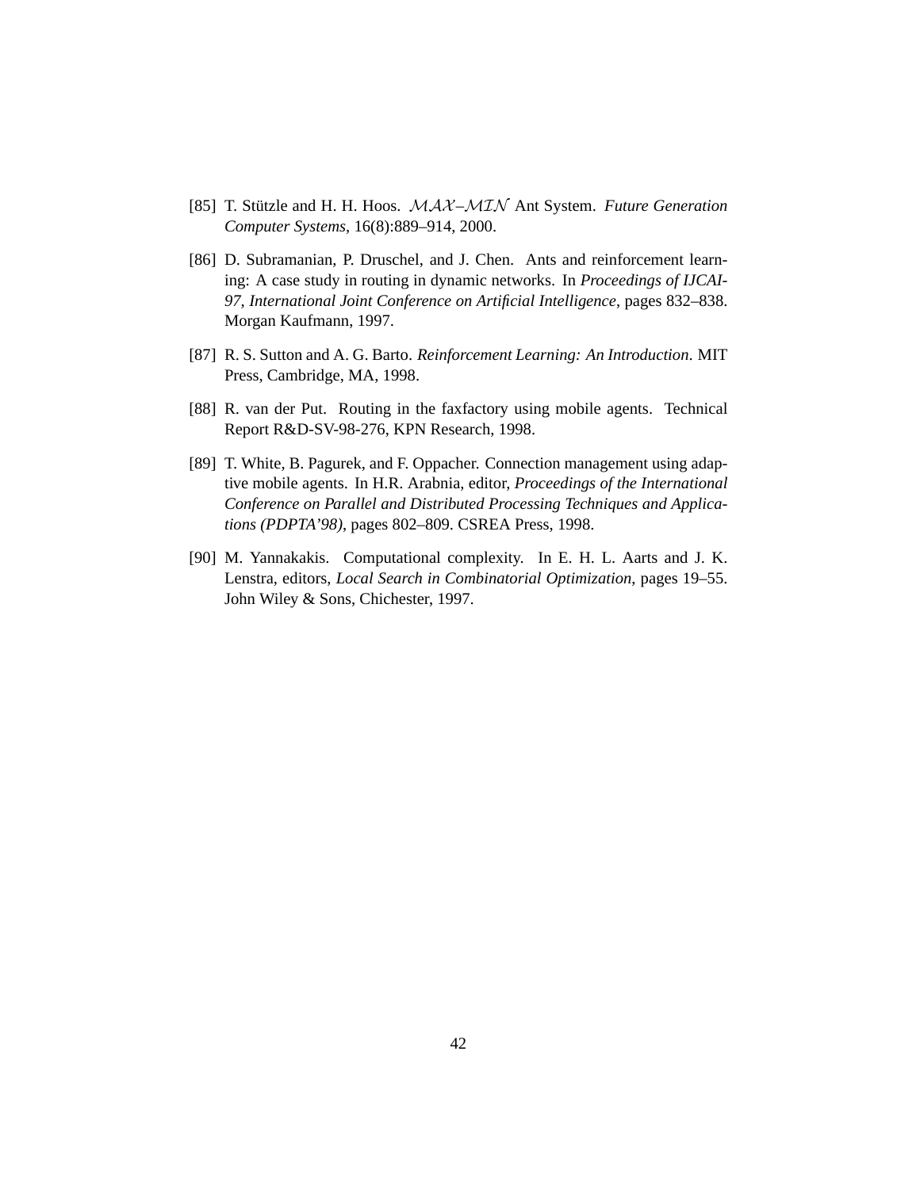[85] T. Stützle and H. H. Hoos. $\mathcal{MAX}$–$\mathcal{MIN}$ Ant System. *Future Generation Computer Systems*, 16(8):889–914, 2000.

[86] D. Subramanian, P. Druschel, and J. Chen. Ants and reinforcement learning: A case study in routing in dynamic networks. In *Proceedings of IJCAI-97, International Joint Conference on Artificial Intelligence*, pages 832–838. Morgan Kaufmann, 1997.

[87] R. S. Sutton and A. G. Barto. *Reinforcement Learning: An Introduction*. MIT Press, Cambridge, MA, 1998.

[88] R. van der Put. Routing in the faxfactory using mobile agents. Technical Report R&D-SV-98-276, KPN Research, 1998.

[89] T. White, B. Pagurek, and F. Oppacher. Connection management using adaptive mobile agents. In H.R. Arabnia, editor, *Proceedings of the International Conference on Parallel and Distributed Processing Techniques and Applications (PDPTA'98)*, pages 802–809. CSREA Press, 1998.

[90] M. Yannakakis. Computational complexity. In E. H. L. Aarts and J. K. Lenstra, editors, *Local Search in Combinatorial Optimization*, pages 19–55. John Wiley & Sons, Chichester, 1997.